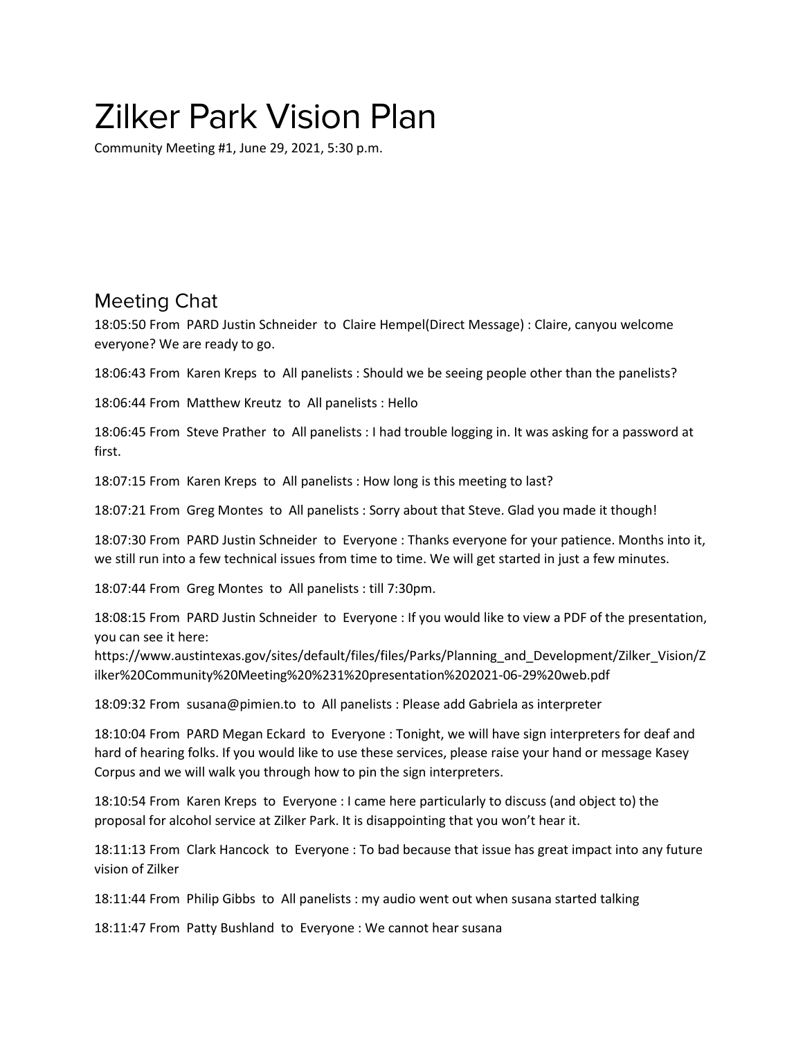# Zilker Park Vision Plan

Community Meeting #1, June 29, 2021, 5:30 p.m.

## Meeting Chat

18:05:50 From PARD Justin Schneider to Claire Hempel(Direct Message) : Claire, canyou welcome everyone? We are ready to go.

18:06:43 From Karen Kreps to All panelists : Should we be seeing people other than the panelists?

18:06:44 From Matthew Kreutz to All panelists : Hello

18:06:45 From Steve Prather to All panelists : I had trouble logging in. It was asking for a password at first.

18:07:15 From Karen Kreps to All panelists : How long is this meeting to last?

18:07:21 From Greg Montes to All panelists : Sorry about that Steve. Glad you made it though!

18:07:30 From PARD Justin Schneider to Everyone : Thanks everyone for your patience. Months into it, we still run into a few technical issues from time to time. We will get started in just a few minutes.

18:07:44 From Greg Montes to All panelists : till 7:30pm.

18:08:15 From PARD Justin Schneider to Everyone : If you would like to view a PDF of the presentation, you can see it here:
https://www.austintexas.gov/sites/default/files/files/Parks/Planning_and_Development/Zilker_Vision/Zilker%20Community%20Meeting%20%231%20presentation%202021-06-29%20web.pdf

18:09:32 From susana@pimien.to to All panelists : Please add Gabriela as interpreter

18:10:04 From PARD Megan Eckard to Everyone : Tonight, we will have sign interpreters for deaf and hard of hearing folks. If you would like to use these services, please raise your hand or message Kasey Corpus and we will walk you through how to pin the sign interpreters.

18:10:54 From Karen Kreps to Everyone : I came here particularly to discuss (and object to) the proposal for alcohol service at Zilker Park. It is disappointing that you won't hear it.

18:11:13 From Clark Hancock to Everyone : To bad because that issue has great impact into any future vision of Zilker

18:11:44 From Philip Gibbs to All panelists : my audio went out when susana started talking

18:11:47 From Patty Bushland to Everyone : We cannot hear susana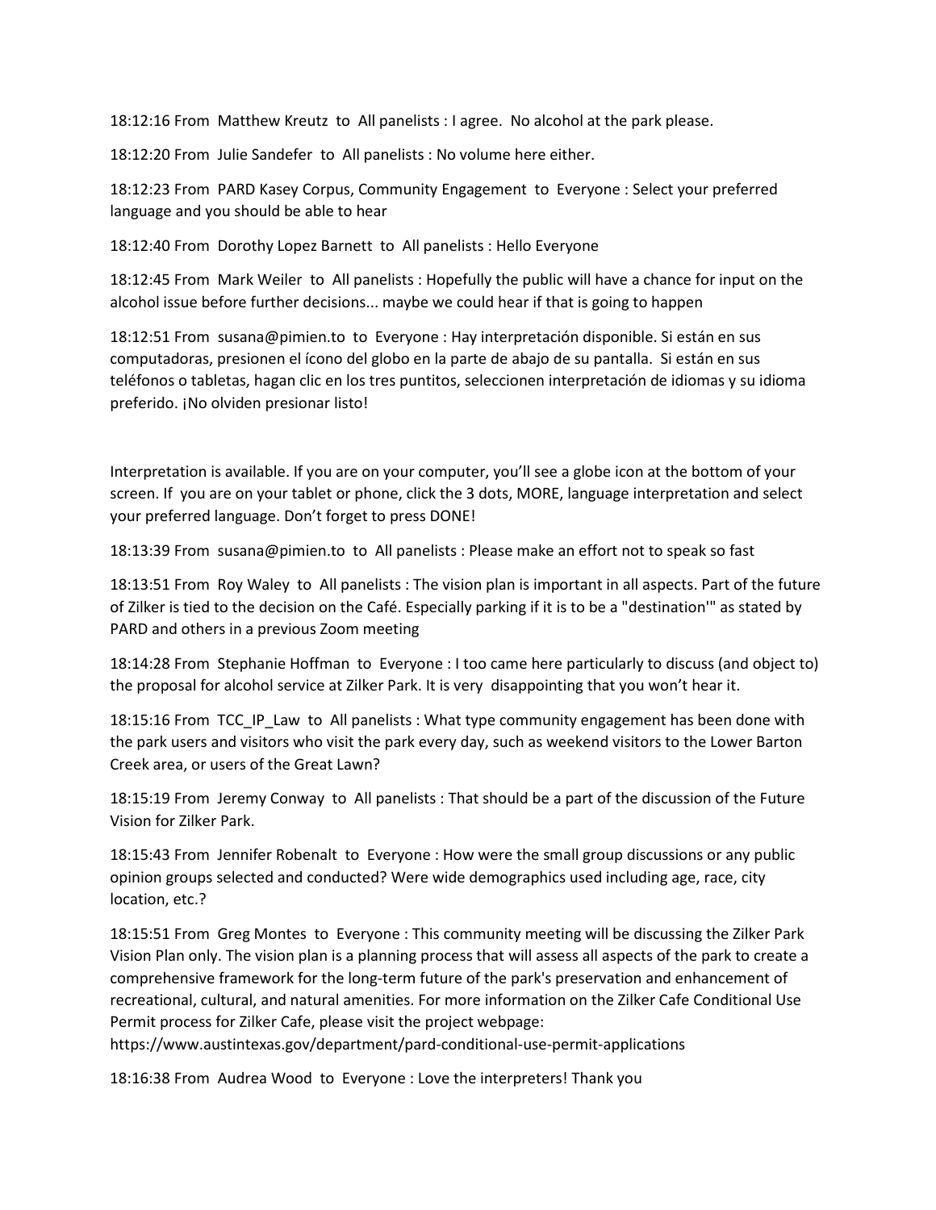18:12:16 From Matthew Kreutz to All panelists : I agree. No alcohol at the park please.

18:12:20 From Julie Sandefer to All panelists : No volume here either.

18:12:23 From PARD Kasey Corpus, Community Engagement to Everyone : Select your preferred language and you should be able to hear

18:12:40 From Dorothy Lopez Barnett to All panelists : Hello Everyone

18:12:45 From Mark Weiler to All panelists : Hopefully the public will have a chance for input on the alcohol issue before further decisions... maybe we could hear if that is going to happen

18:12:51 From susana@pimien.to to Everyone : Hay interpretación disponible. Si están en sus computadoras, presionen el ícono del globo en la parte de abajo de su pantalla. Si están en sus teléfonos o tabletas, hagan clic en los tres puntitos, seleccionen interpretación de idiomas y su idioma preferido. ¡No olviden presionar listo!

Interpretation is available. If you are on your computer, you'll see a globe icon at the bottom of your screen. If you are on your tablet or phone, click the 3 dots, MORE, language interpretation and select your preferred language. Don't forget to press DONE!

18:13:39 From susana@pimien.to to All panelists : Please make an effort not to speak so fast

18:13:51 From Roy Waley to All panelists : The vision plan is important in all aspects. Part of the future of Zilker is tied to the decision on the Café. Especially parking if it is to be a "destination'" as stated by PARD and others in a previous Zoom meeting

18:14:28 From Stephanie Hoffman to Everyone : I too came here particularly to discuss (and object to) the proposal for alcohol service at Zilker Park. It is very disappointing that you won't hear it.

18:15:16 From TCC_IP_Law to All panelists : What type community engagement has been done with the park users and visitors who visit the park every day, such as weekend visitors to the Lower Barton Creek area, or users of the Great Lawn?

18:15:19 From Jeremy Conway to All panelists : That should be a part of the discussion of the Future Vision for Zilker Park.

18:15:43 From Jennifer Robenalt to Everyone : How were the small group discussions or any public opinion groups selected and conducted? Were wide demographics used including age, race, city location, etc.?

18:15:51 From Greg Montes to Everyone : This community meeting will be discussing the Zilker Park Vision Plan only. The vision plan is a planning process that will assess all aspects of the park to create a comprehensive framework for the long-term future of the park's preservation and enhancement of recreational, cultural, and natural amenities. For more information on the Zilker Cafe Conditional Use Permit process for Zilker Cafe, please visit the project webpage:
https://www.austintexas.gov/department/pard-conditional-use-permit-applications

18:16:38 From Audrea Wood to Everyone : Love the interpreters! Thank you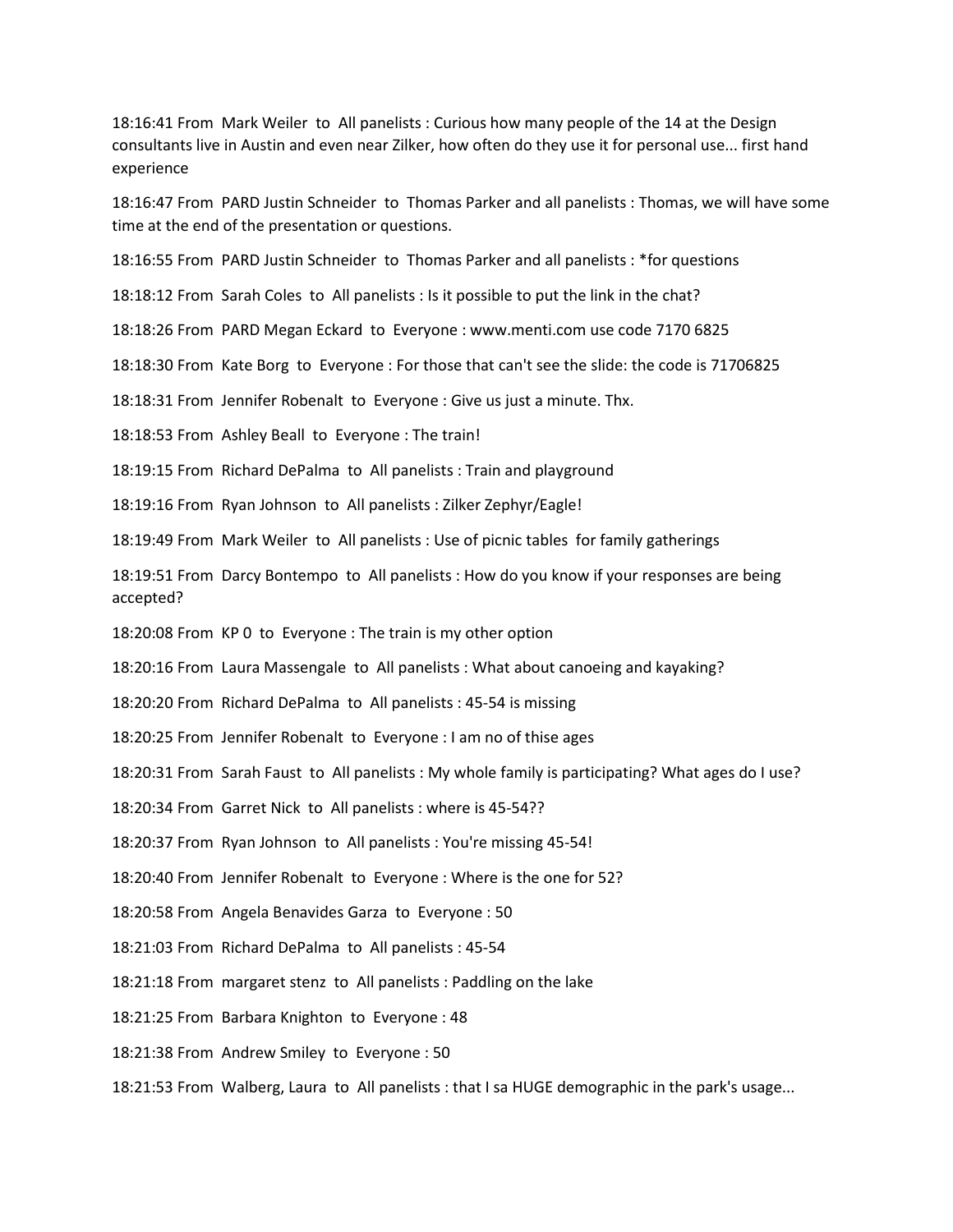18:16:41 From Mark Weiler to All panelists : Curious how many people of the 14 at the Design consultants live in Austin and even near Zilker, how often do they use it for personal use... first hand experience

18:16:47 From PARD Justin Schneider to Thomas Parker and all panelists : Thomas, we will have some time at the end of the presentation or questions.

18:16:55 From PARD Justin Schneider to Thomas Parker and all panelists : *for questions

18:18:12 From Sarah Coles to All panelists : Is it possible to put the link in the chat?

18:18:26 From PARD Megan Eckard to Everyone : www.menti.com use code 7170 6825

18:18:30 From Kate Borg to Everyone : For those that can't see the slide: the code is 71706825

18:18:31 From Jennifer Robenalt to Everyone : Give us just a minute. Thx.

18:18:53 From Ashley Beall to Everyone : The train!

18:19:15 From Richard DePalma to All panelists : Train and playground

18:19:16 From Ryan Johnson to All panelists : Zilker Zephyr/Eagle!

18:19:49 From Mark Weiler to All panelists : Use of picnic tables for family gatherings

18:19:51 From Darcy Bontempo to All panelists : How do you know if your responses are being accepted?

18:20:08 From KP 0 to Everyone : The train is my other option

18:20:16 From Laura Massengale to All panelists : What about canoeing and kayaking?

18:20:20 From Richard DePalma to All panelists : 45-54 is missing

18:20:25 From Jennifer Robenalt to Everyone : I am no of thise ages

18:20:31 From Sarah Faust to All panelists : My whole family is participating? What ages do I use?

18:20:34 From Garret Nick to All panelists : where is 45-54??

18:20:37 From Ryan Johnson to All panelists : You're missing 45-54!

18:20:40 From Jennifer Robenalt to Everyone : Where is the one for 52?

18:20:58 From Angela Benavides Garza to Everyone : 50

18:21:03 From Richard DePalma to All panelists : 45-54

18:21:18 From margaret stenz to All panelists : Paddling on the lake

18:21:25 From Barbara Knighton to Everyone : 48

18:21:38 From Andrew Smiley to Everyone : 50

18:21:53 From Walberg, Laura to All panelists : that I sa HUGE demographic in the park's usage...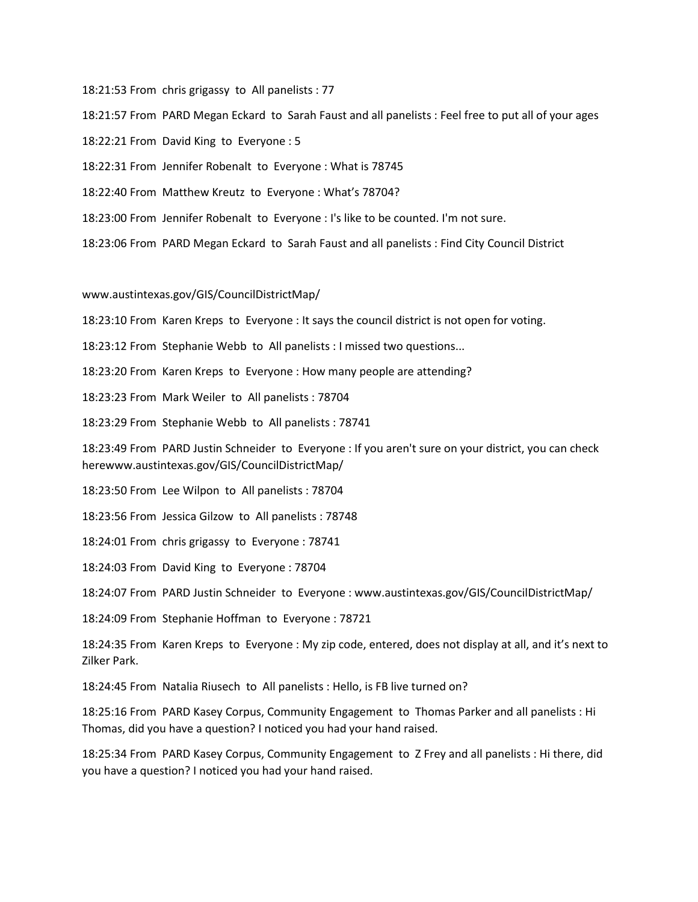18:21:53 From chris grigassy to All panelists : 77

18:21:57 From PARD Megan Eckard to Sarah Faust and all panelists : Feel free to put all of your ages

18:22:21 From David King to Everyone : 5

18:22:31 From Jennifer Robenalt to Everyone : What is 78745

18:22:40 From Matthew Kreutz to Everyone : What's 78704?

18:23:00 From Jennifer Robenalt to Everyone : I's like to be counted. I'm not sure.

18:23:06 From PARD Megan Eckard to Sarah Faust and all panelists : Find City Council District

www.austintexas.gov/GIS/CouncilDistrictMap/

18:23:10 From Karen Kreps to Everyone : It says the council district is not open for voting.

18:23:12 From Stephanie Webb to All panelists : I missed two questions...

18:23:20 From Karen Kreps to Everyone : How many people are attending?

18:23:23 From Mark Weiler to All panelists : 78704

18:23:29 From Stephanie Webb to All panelists : 78741

18:23:49 From PARD Justin Schneider to Everyone : If you aren't sure on your district, you can check herewww.austintexas.gov/GIS/CouncilDistrictMap/

18:23:50 From Lee Wilpon to All panelists : 78704

18:23:56 From Jessica Gilzow to All panelists : 78748

18:24:01 From chris grigassy to Everyone : 78741

18:24:03 From David King to Everyone : 78704

18:24:07 From PARD Justin Schneider to Everyone : www.austintexas.gov/GIS/CouncilDistrictMap/

18:24:09 From Stephanie Hoffman to Everyone : 78721

18:24:35 From Karen Kreps to Everyone : My zip code, entered, does not display at all, and it's next to Zilker Park.

18:24:45 From Natalia Riusech to All panelists : Hello, is FB live turned on?

18:25:16 From PARD Kasey Corpus, Community Engagement to Thomas Parker and all panelists : Hi Thomas, did you have a question? I noticed you had your hand raised.

18:25:34 From PARD Kasey Corpus, Community Engagement to Z Frey and all panelists : Hi there, did you have a question? I noticed you had your hand raised.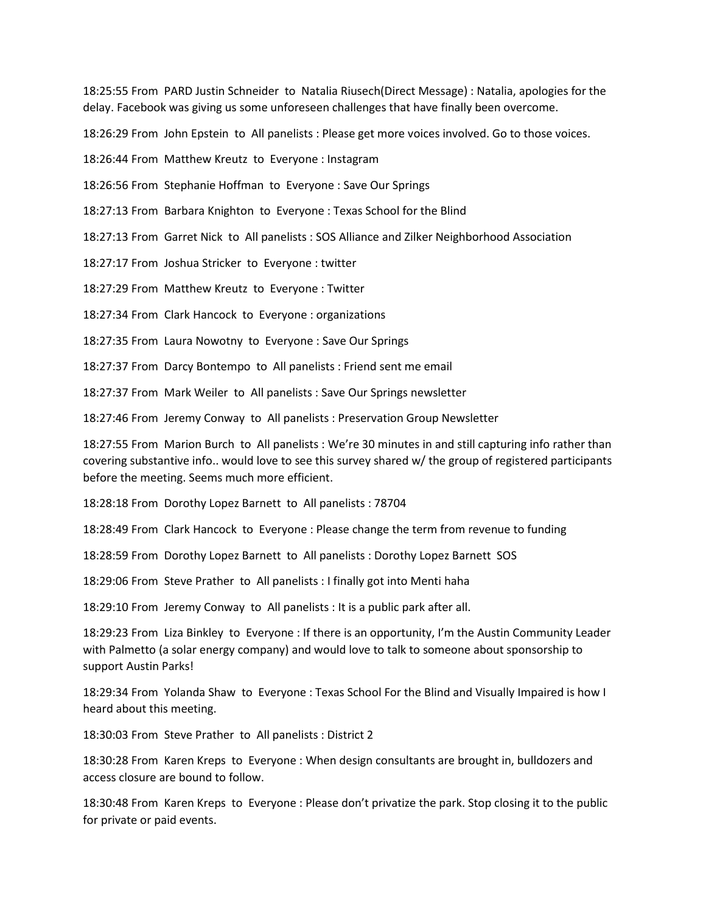18:25:55 From PARD Justin Schneider to Natalia Riusech(Direct Message) : Natalia, apologies for the delay. Facebook was giving us some unforeseen challenges that have finally been overcome.

18:26:29 From John Epstein to All panelists : Please get more voices involved. Go to those voices.

18:26:44 From Matthew Kreutz to Everyone : Instagram

18:26:56 From Stephanie Hoffman to Everyone : Save Our Springs

18:27:13 From Barbara Knighton to Everyone : Texas School for the Blind

18:27:13 From Garret Nick to All panelists : SOS Alliance and Zilker Neighborhood Association

18:27:17 From Joshua Stricker to Everyone : twitter

18:27:29 From Matthew Kreutz to Everyone : Twitter

18:27:34 From Clark Hancock to Everyone : organizations

18:27:35 From Laura Nowotny to Everyone : Save Our Springs

18:27:37 From Darcy Bontempo to All panelists : Friend sent me email

18:27:37 From Mark Weiler to All panelists : Save Our Springs newsletter

18:27:46 From Jeremy Conway to All panelists : Preservation Group Newsletter

18:27:55 From Marion Burch to All panelists : We're 30 minutes in and still capturing info rather than covering substantive info.. would love to see this survey shared w/ the group of registered participants before the meeting. Seems much more efficient.

18:28:18 From Dorothy Lopez Barnett to All panelists : 78704

18:28:49 From Clark Hancock to Everyone : Please change the term from revenue to funding

18:28:59 From Dorothy Lopez Barnett to All panelists : Dorothy Lopez Barnett SOS

18:29:06 From Steve Prather to All panelists : I finally got into Menti haha

18:29:10 From Jeremy Conway to All panelists : It is a public park after all.

18:29:23 From Liza Binkley to Everyone : If there is an opportunity, I'm the Austin Community Leader with Palmetto (a solar energy company) and would love to talk to someone about sponsorship to support Austin Parks!

18:29:34 From Yolanda Shaw to Everyone : Texas School For the Blind and Visually Impaired is how I heard about this meeting.

18:30:03 From Steve Prather to All panelists : District 2

18:30:28 From Karen Kreps to Everyone : When design consultants are brought in, bulldozers and access closure are bound to follow.

18:30:48 From Karen Kreps to Everyone : Please don't privatize the park. Stop closing it to the public for private or paid events.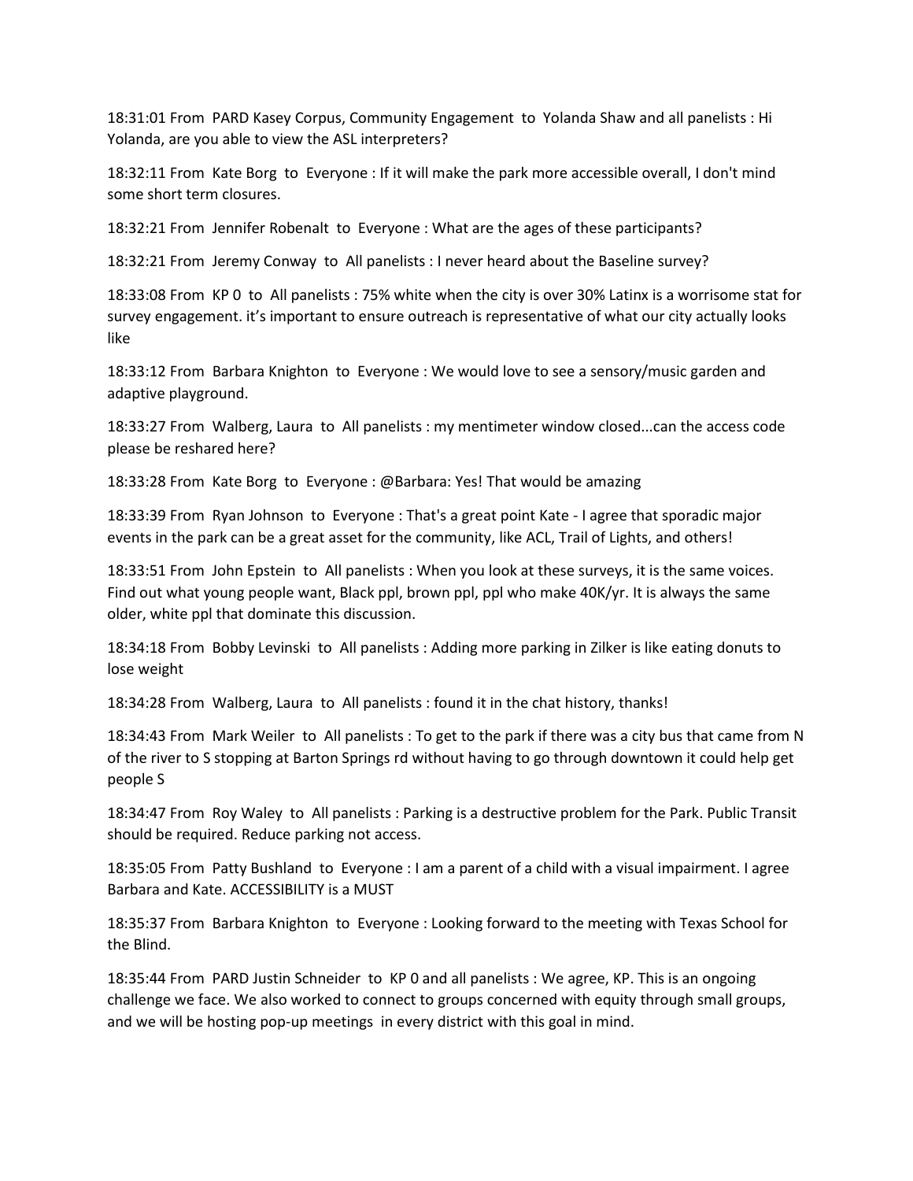18:31:01 From PARD Kasey Corpus, Community Engagement to Yolanda Shaw and all panelists : Hi Yolanda, are you able to view the ASL interpreters?

18:32:11 From Kate Borg to Everyone : If it will make the park more accessible overall, I don't mind some short term closures.

18:32:21 From Jennifer Robenalt to Everyone : What are the ages of these participants?

18:32:21 From Jeremy Conway to All panelists : I never heard about the Baseline survey?

18:33:08 From KP 0 to All panelists : 75% white when the city is over 30% Latinx is a worrisome stat for survey engagement. it's important to ensure outreach is representative of what our city actually looks like

18:33:12 From Barbara Knighton to Everyone : We would love to see a sensory/music garden and adaptive playground.

18:33:27 From Walberg, Laura to All panelists : my mentimeter window closed...can the access code please be reshared here?

18:33:28 From Kate Borg to Everyone : @Barbara: Yes! That would be amazing

18:33:39 From Ryan Johnson to Everyone : That's a great point Kate - I agree that sporadic major events in the park can be a great asset for the community, like ACL, Trail of Lights, and others!

18:33:51 From John Epstein to All panelists : When you look at these surveys, it is the same voices. Find out what young people want, Black ppl, brown ppl, ppl who make 40K/yr. It is always the same older, white ppl that dominate this discussion.

18:34:18 From Bobby Levinski to All panelists : Adding more parking in Zilker is like eating donuts to lose weight

18:34:28 From Walberg, Laura to All panelists : found it in the chat history, thanks!

18:34:43 From Mark Weiler to All panelists : To get to the park if there was a city bus that came from N of the river to S stopping at Barton Springs rd without having to go through downtown it could help get people S

18:34:47 From Roy Waley to All panelists : Parking is a destructive problem for the Park. Public Transit should be required. Reduce parking not access.

18:35:05 From Patty Bushland to Everyone : I am a parent of a child with a visual impairment. I agree Barbara and Kate. ACCESSIBILITY is a MUST

18:35:37 From Barbara Knighton to Everyone : Looking forward to the meeting with Texas School for the Blind.

18:35:44 From PARD Justin Schneider to KP 0 and all panelists : We agree, KP. This is an ongoing challenge we face. We also worked to connect to groups concerned with equity through small groups, and we will be hosting pop-up meetings in every district with this goal in mind.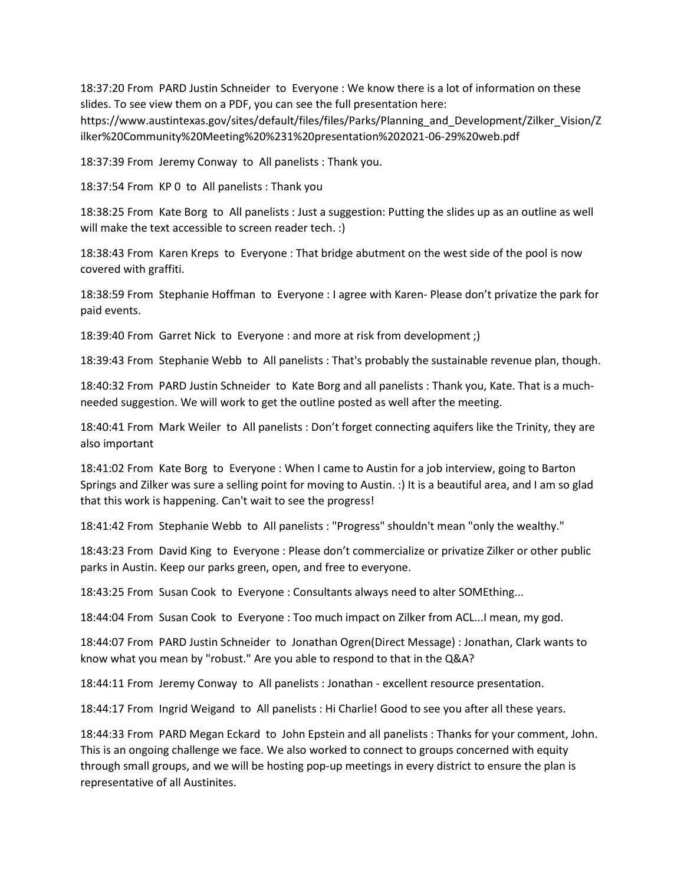18:37:20 From PARD Justin Schneider to Everyone : We know there is a lot of information on these slides. To see view them on a PDF, you can see the full presentation here: https://www.austintexas.gov/sites/default/files/files/Parks/Planning_and_Development/Zilker_Vision/Zilker%20Community%20Meeting%20%231%20presentation%202021-06-29%20web.pdf

18:37:39 From Jeremy Conway to All panelists : Thank you.

18:37:54 From KP 0 to All panelists : Thank you

18:38:25 From Kate Borg to All panelists : Just a suggestion: Putting the slides up as an outline as well will make the text accessible to screen reader tech. :)

18:38:43 From Karen Kreps to Everyone : That bridge abutment on the west side of the pool is now covered with graffiti.

18:38:59 From Stephanie Hoffman to Everyone : I agree with Karen- Please don't privatize the park for paid events.

18:39:40 From Garret Nick to Everyone : and more at risk from development ;)

18:39:43 From Stephanie Webb to All panelists : That's probably the sustainable revenue plan, though.

18:40:32 From PARD Justin Schneider to Kate Borg and all panelists : Thank you, Kate. That is a much-needed suggestion. We will work to get the outline posted as well after the meeting.

18:40:41 From Mark Weiler to All panelists : Don't forget connecting aquifers like the Trinity, they are also important

18:41:02 From Kate Borg to Everyone : When I came to Austin for a job interview, going to Barton Springs and Zilker was sure a selling point for moving to Austin. :) It is a beautiful area, and I am so glad that this work is happening. Can't wait to see the progress!

18:41:42 From Stephanie Webb to All panelists : "Progress" shouldn't mean "only the wealthy."

18:43:23 From David King to Everyone : Please don't commercialize or privatize Zilker or other public parks in Austin. Keep our parks green, open, and free to everyone.

18:43:25 From Susan Cook to Everyone : Consultants always need to alter SOMEthing...

18:44:04 From Susan Cook to Everyone : Too much impact on Zilker from ACL...I mean, my god.

18:44:07 From PARD Justin Schneider to Jonathan Ogren(Direct Message) : Jonathan, Clark wants to know what you mean by "robust." Are you able to respond to that in the Q&A?

18:44:11 From Jeremy Conway to All panelists : Jonathan - excellent resource presentation.

18:44:17 From Ingrid Weigand to All panelists : Hi Charlie! Good to see you after all these years.

18:44:33 From PARD Megan Eckard to John Epstein and all panelists : Thanks for your comment, John. This is an ongoing challenge we face. We also worked to connect to groups concerned with equity through small groups, and we will be hosting pop-up meetings in every district to ensure the plan is representative of all Austinites.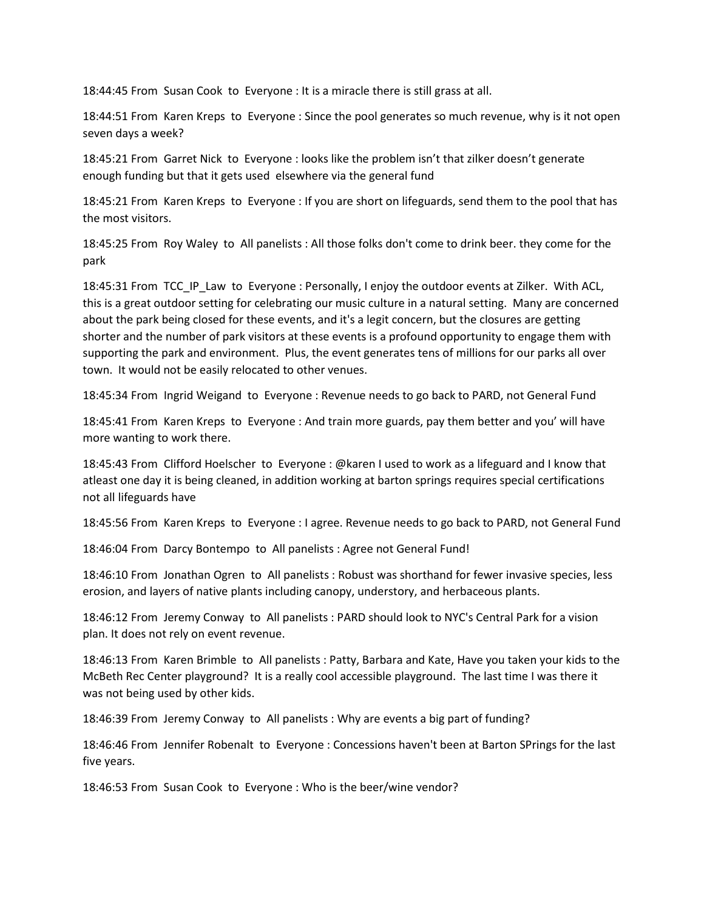18:44:45 From Susan Cook to Everyone : It is a miracle there is still grass at all.

18:44:51 From Karen Kreps to Everyone : Since the pool generates so much revenue, why is it not open seven days a week?

18:45:21 From Garret Nick to Everyone : looks like the problem isn't that zilker doesn't generate enough funding but that it gets used elsewhere via the general fund

18:45:21 From Karen Kreps to Everyone : If you are short on lifeguards, send them to the pool that has the most visitors.

18:45:25 From Roy Waley to All panelists : All those folks don't come to drink beer. they come for the park

18:45:31 From TCC_IP_Law to Everyone : Personally, I enjoy the outdoor events at Zilker. With ACL, this is a great outdoor setting for celebrating our music culture in a natural setting. Many are concerned about the park being closed for these events, and it's a legit concern, but the closures are getting shorter and the number of park visitors at these events is a profound opportunity to engage them with supporting the park and environment. Plus, the event generates tens of millions for our parks all over town. It would not be easily relocated to other venues.

18:45:34 From Ingrid Weigand to Everyone : Revenue needs to go back to PARD, not General Fund

18:45:41 From Karen Kreps to Everyone : And train more guards, pay them better and you' will have more wanting to work there.

18:45:43 From Clifford Hoelscher to Everyone : @karen I used to work as a lifeguard and I know that atleast one day it is being cleaned, in addition working at barton springs requires special certifications not all lifeguards have

18:45:56 From Karen Kreps to Everyone : I agree. Revenue needs to go back to PARD, not General Fund

18:46:04 From Darcy Bontempo to All panelists : Agree not General Fund!

18:46:10 From Jonathan Ogren to All panelists : Robust was shorthand for fewer invasive species, less erosion, and layers of native plants including canopy, understory, and herbaceous plants.

18:46:12 From Jeremy Conway to All panelists : PARD should look to NYC's Central Park for a vision plan. It does not rely on event revenue.

18:46:13 From Karen Brimble to All panelists : Patty, Barbara and Kate, Have you taken your kids to the McBeth Rec Center playground? It is a really cool accessible playground. The last time I was there it was not being used by other kids.

18:46:39 From Jeremy Conway to All panelists : Why are events a big part of funding?

18:46:46 From Jennifer Robenalt to Everyone : Concessions haven't been at Barton SPrings for the last five years.

18:46:53 From Susan Cook to Everyone : Who is the beer/wine vendor?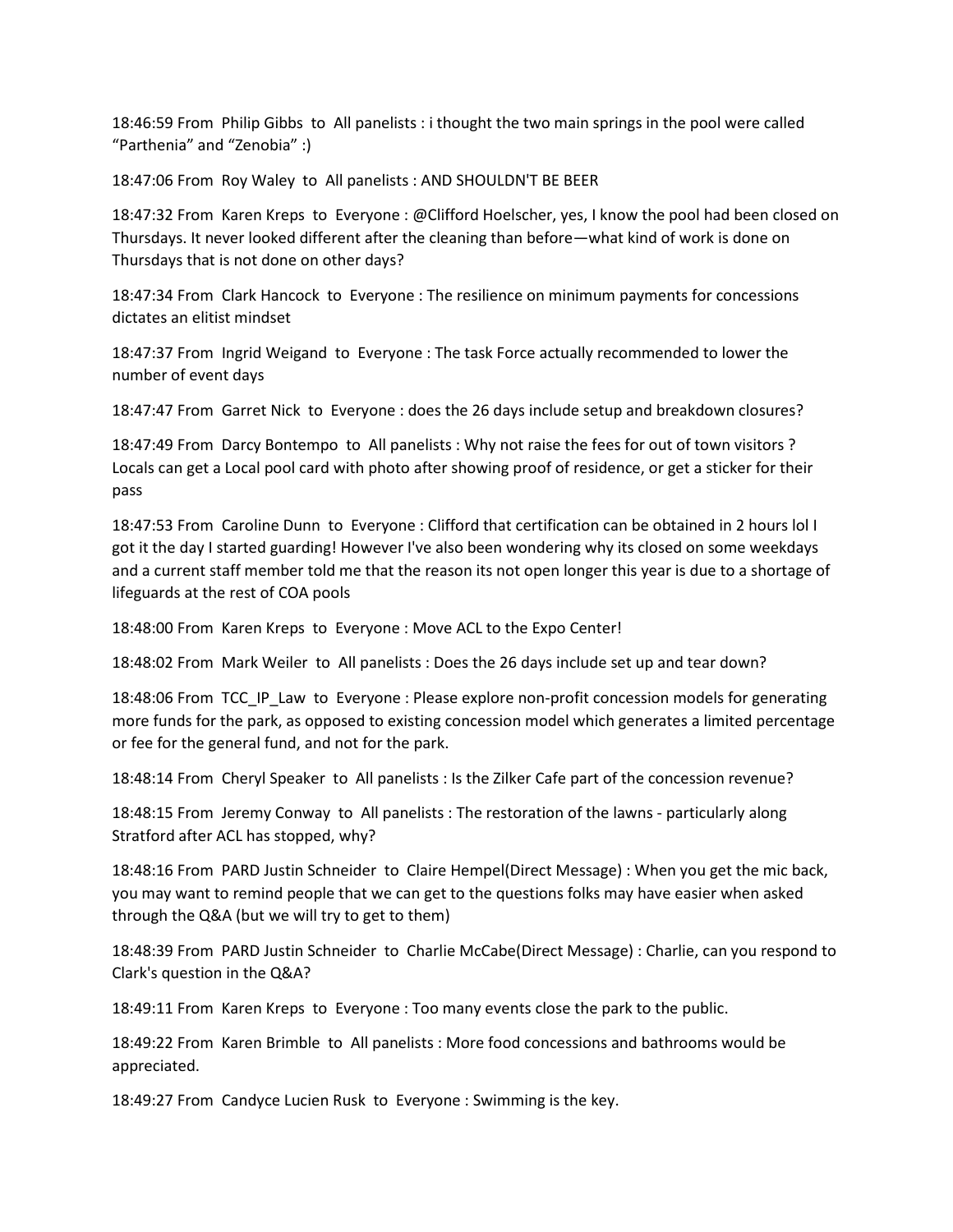18:46:59 From Philip Gibbs to All panelists : i thought the two main springs in the pool were called "Parthenia" and "Zenobia" :)

18:47:06 From Roy Waley to All panelists : AND SHOULDN'T BE BEER

18:47:32 From Karen Kreps to Everyone : @Clifford Hoelscher, yes, I know the pool had been closed on Thursdays. It never looked different after the cleaning than before—what kind of work is done on Thursdays that is not done on other days?

18:47:34 From Clark Hancock to Everyone : The resilience on minimum payments for concessions dictates an elitist mindset

18:47:37 From Ingrid Weigand to Everyone : The task Force actually recommended to lower the number of event days

18:47:47 From Garret Nick to Everyone : does the 26 days include setup and breakdown closures?

18:47:49 From Darcy Bontempo to All panelists : Why not raise the fees for out of town visitors ? Locals can get a Local pool card with photo after showing proof of residence, or get a sticker for their pass

18:47:53 From Caroline Dunn to Everyone : Clifford that certification can be obtained in 2 hours lol I got it the day I started guarding! However I've also been wondering why its closed on some weekdays and a current staff member told me that the reason its not open longer this year is due to a shortage of lifeguards at the rest of COA pools

18:48:00 From Karen Kreps to Everyone : Move ACL to the Expo Center!

18:48:02 From Mark Weiler to All panelists : Does the 26 days include set up and tear down?

18:48:06 From TCC_IP_Law to Everyone : Please explore non-profit concession models for generating more funds for the park, as opposed to existing concession model which generates a limited percentage or fee for the general fund, and not for the park.

18:48:14 From Cheryl Speaker to All panelists : Is the Zilker Cafe part of the concession revenue?

18:48:15 From Jeremy Conway to All panelists : The restoration of the lawns - particularly along Stratford after ACL has stopped, why?

18:48:16 From PARD Justin Schneider to Claire Hempel(Direct Message) : When you get the mic back, you may want to remind people that we can get to the questions folks may have easier when asked through the Q&A (but we will try to get to them)

18:48:39 From PARD Justin Schneider to Charlie McCabe(Direct Message) : Charlie, can you respond to Clark's question in the Q&A?

18:49:11 From Karen Kreps to Everyone : Too many events close the park to the public.

18:49:22 From Karen Brimble to All panelists : More food concessions and bathrooms would be appreciated.

18:49:27 From Candyce Lucien Rusk to Everyone : Swimming is the key.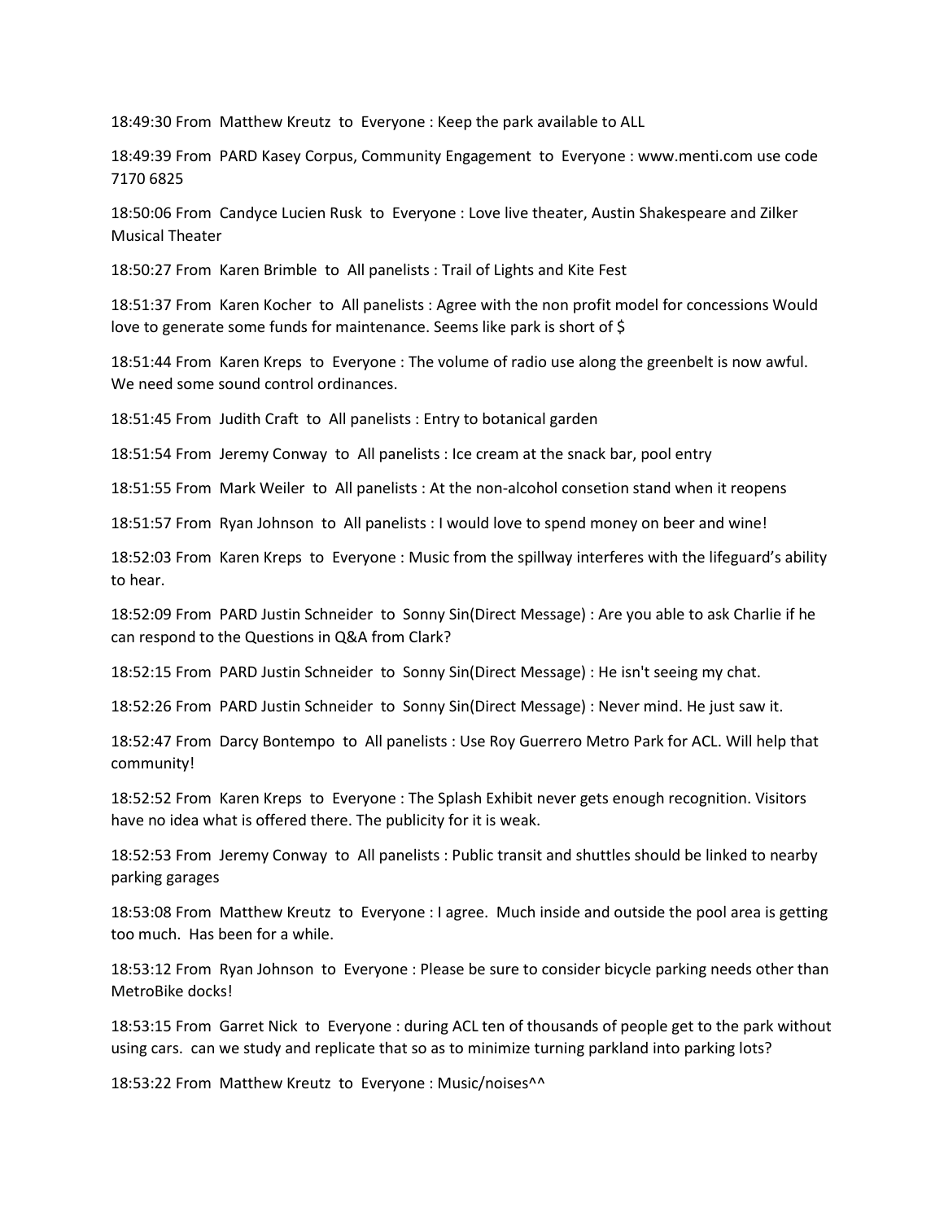18:49:30 From Matthew Kreutz to Everyone : Keep the park available to ALL

18:49:39 From PARD Kasey Corpus, Community Engagement to Everyone : www.menti.com use code 7170 6825

18:50:06 From Candyce Lucien Rusk to Everyone : Love live theater, Austin Shakespeare and Zilker Musical Theater

18:50:27 From Karen Brimble to All panelists : Trail of Lights and Kite Fest

18:51:37 From Karen Kocher to All panelists : Agree with the non profit model for concessions Would love to generate some funds for maintenance. Seems like park is short of $

18:51:44 From Karen Kreps to Everyone : The volume of radio use along the greenbelt is now awful. We need some sound control ordinances.

18:51:45 From Judith Craft to All panelists : Entry to botanical garden

18:51:54 From Jeremy Conway to All panelists : Ice cream at the snack bar, pool entry

18:51:55 From Mark Weiler to All panelists : At the non-alcohol consetion stand when it reopens

18:51:57 From Ryan Johnson to All panelists : I would love to spend money on beer and wine!

18:52:03 From Karen Kreps to Everyone : Music from the spillway interferes with the lifeguard's ability to hear.

18:52:09 From PARD Justin Schneider to Sonny Sin(Direct Message) : Are you able to ask Charlie if he can respond to the Questions in Q&A from Clark?

18:52:15 From PARD Justin Schneider to Sonny Sin(Direct Message) : He isn't seeing my chat.

18:52:26 From PARD Justin Schneider to Sonny Sin(Direct Message) : Never mind. He just saw it.

18:52:47 From Darcy Bontempo to All panelists : Use Roy Guerrero Metro Park for ACL. Will help that community!

18:52:52 From Karen Kreps to Everyone : The Splash Exhibit never gets enough recognition. Visitors have no idea what is offered there. The publicity for it is weak.

18:52:53 From Jeremy Conway to All panelists : Public transit and shuttles should be linked to nearby parking garages

18:53:08 From Matthew Kreutz to Everyone : I agree. Much inside and outside the pool area is getting too much. Has been for a while.

18:53:12 From Ryan Johnson to Everyone : Please be sure to consider bicycle parking needs other than MetroBike docks!

18:53:15 From Garret Nick to Everyone : during ACL ten of thousands of people get to the park without using cars. can we study and replicate that so as to minimize turning parkland into parking lots?

18:53:22 From Matthew Kreutz to Everyone : Music/noises^^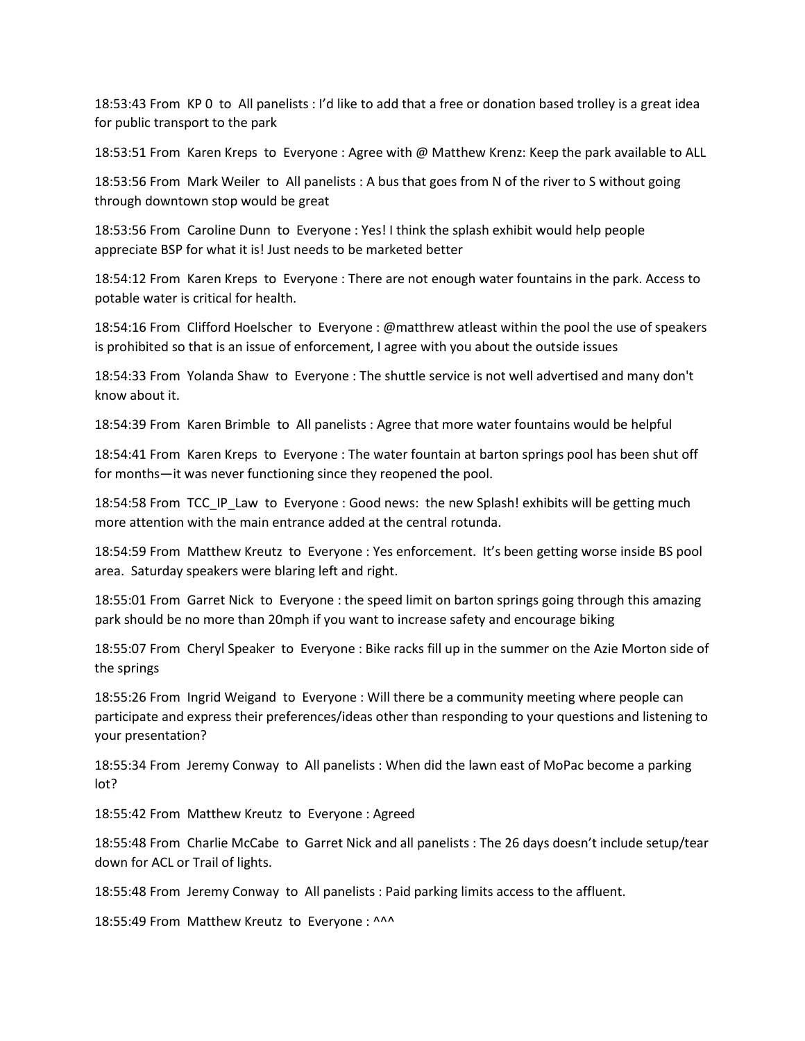18:53:43 From KP 0 to All panelists : I'd like to add that a free or donation based trolley is a great idea for public transport to the park

18:53:51 From Karen Kreps to Everyone : Agree with @ Matthew Krenz: Keep the park available to ALL

18:53:56 From Mark Weiler to All panelists : A bus that goes from N of the river to S without going through downtown stop would be great

18:53:56 From Caroline Dunn to Everyone : Yes! I think the splash exhibit would help people appreciate BSP for what it is! Just needs to be marketed better

18:54:12 From Karen Kreps to Everyone : There are not enough water fountains in the park. Access to potable water is critical for health.

18:54:16 From Clifford Hoelscher to Everyone : @matthrew atleast within the pool the use of speakers is prohibited so that is an issue of enforcement, I agree with you about the outside issues

18:54:33 From Yolanda Shaw to Everyone : The shuttle service is not well advertised and many don't know about it.

18:54:39 From Karen Brimble to All panelists : Agree that more water fountains would be helpful

18:54:41 From Karen Kreps to Everyone : The water fountain at barton springs pool has been shut off for months—it was never functioning since they reopened the pool.

18:54:58 From TCC_IP_Law to Everyone : Good news: the new Splash! exhibits will be getting much more attention with the main entrance added at the central rotunda.

18:54:59 From Matthew Kreutz to Everyone : Yes enforcement. It's been getting worse inside BS pool area. Saturday speakers were blaring left and right.

18:55:01 From Garret Nick to Everyone : the speed limit on barton springs going through this amazing park should be no more than 20mph if you want to increase safety and encourage biking

18:55:07 From Cheryl Speaker to Everyone : Bike racks fill up in the summer on the Azie Morton side of the springs

18:55:26 From Ingrid Weigand to Everyone : Will there be a community meeting where people can participate and express their preferences/ideas other than responding to your questions and listening to your presentation?

18:55:34 From Jeremy Conway to All panelists : When did the lawn east of MoPac become a parking lot?

18:55:42 From Matthew Kreutz to Everyone : Agreed

18:55:48 From Charlie McCabe to Garret Nick and all panelists : The 26 days doesn't include setup/tear down for ACL or Trail of lights.

18:55:48 From Jeremy Conway to All panelists : Paid parking limits access to the affluent.

18:55:49 From Matthew Kreutz to Everyone : ^^^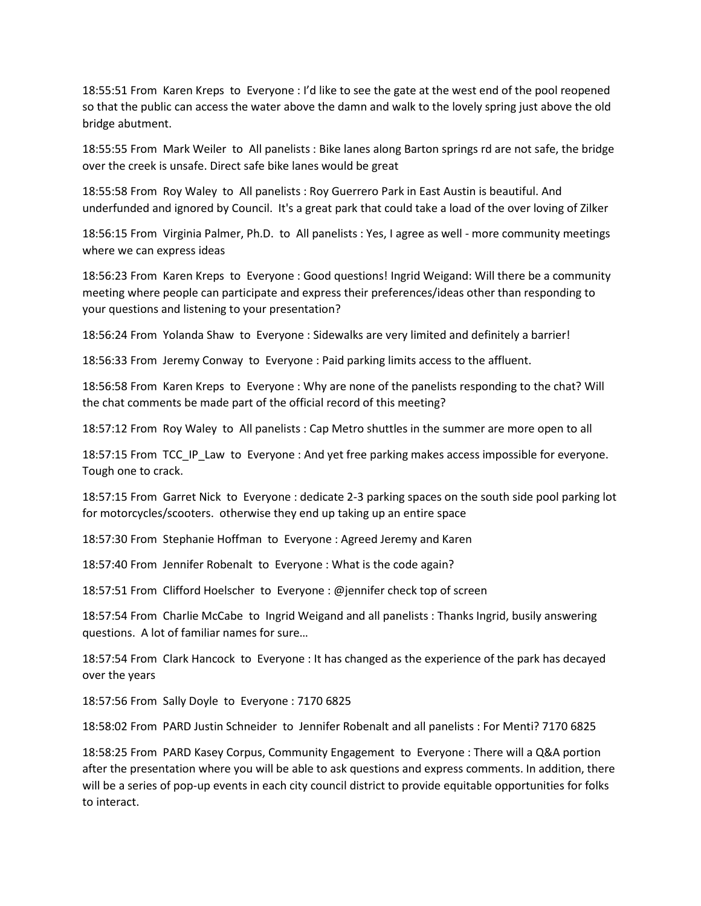18:55:51 From Karen Kreps to Everyone : I'd like to see the gate at the west end of the pool reopened so that the public can access the water above the damn and walk to the lovely spring just above the old bridge abutment.

18:55:55 From Mark Weiler to All panelists : Bike lanes along Barton springs rd are not safe, the bridge over the creek is unsafe. Direct safe bike lanes would be great

18:55:58 From Roy Waley to All panelists : Roy Guerrero Park in East Austin is beautiful. And underfunded and ignored by Council. It's a great park that could take a load of the over loving of Zilker

18:56:15 From Virginia Palmer, Ph.D. to All panelists : Yes, I agree as well - more community meetings where we can express ideas

18:56:23 From Karen Kreps to Everyone : Good questions! Ingrid Weigand: Will there be a community meeting where people can participate and express their preferences/ideas other than responding to your questions and listening to your presentation?

18:56:24 From Yolanda Shaw to Everyone : Sidewalks are very limited and definitely a barrier!

18:56:33 From Jeremy Conway to Everyone : Paid parking limits access to the affluent.

18:56:58 From Karen Kreps to Everyone : Why are none of the panelists responding to the chat? Will the chat comments be made part of the official record of this meeting?

18:57:12 From Roy Waley to All panelists : Cap Metro shuttles in the summer are more open to all

18:57:15 From TCC_IP_Law to Everyone : And yet free parking makes access impossible for everyone. Tough one to crack.

18:57:15 From Garret Nick to Everyone : dedicate 2-3 parking spaces on the south side pool parking lot for motorcycles/scooters. otherwise they end up taking up an entire space

18:57:30 From Stephanie Hoffman to Everyone : Agreed Jeremy and Karen

18:57:40 From Jennifer Robenalt to Everyone : What is the code again?

18:57:51 From Clifford Hoelscher to Everyone : @jennifer check top of screen

18:57:54 From Charlie McCabe to Ingrid Weigand and all panelists : Thanks Ingrid, busily answering questions. A lot of familiar names for sure…

18:57:54 From Clark Hancock to Everyone : It has changed as the experience of the park has decayed over the years

18:57:56 From Sally Doyle to Everyone : 7170 6825

18:58:02 From PARD Justin Schneider to Jennifer Robenalt and all panelists : For Menti? 7170 6825

18:58:25 From PARD Kasey Corpus, Community Engagement to Everyone : There will a Q&A portion after the presentation where you will be able to ask questions and express comments. In addition, there will be a series of pop-up events in each city council district to provide equitable opportunities for folks to interact.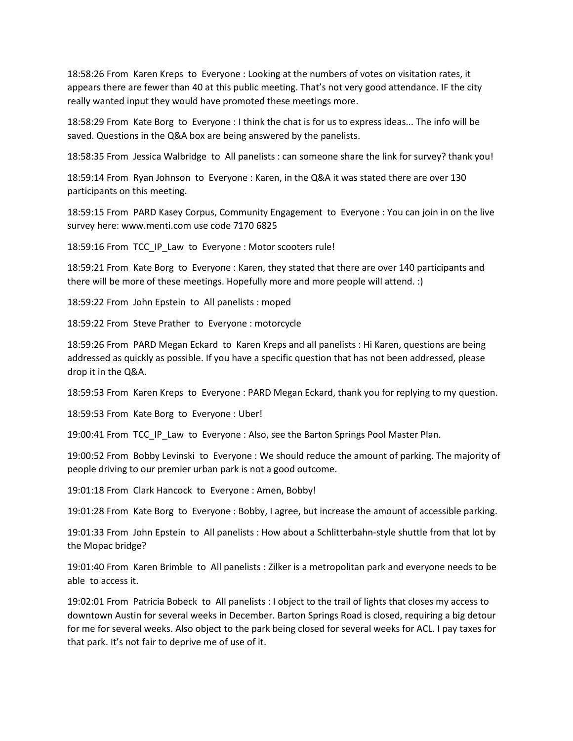18:58:26 From Karen Kreps to Everyone : Looking at the numbers of votes on visitation rates, it appears there are fewer than 40 at this public meeting. That's not very good attendance. IF the city really wanted input they would have promoted these meetings more.

18:58:29 From Kate Borg to Everyone : I think the chat is for us to express ideas... The info will be saved. Questions in the Q&A box are being answered by the panelists.

18:58:35 From Jessica Walbridge to All panelists : can someone share the link for survey? thank you!

18:59:14 From Ryan Johnson to Everyone : Karen, in the Q&A it was stated there are over 130 participants on this meeting.

18:59:15 From PARD Kasey Corpus, Community Engagement to Everyone : You can join in on the live survey here: www.menti.com use code 7170 6825

18:59:16 From TCC_IP_Law to Everyone : Motor scooters rule!

18:59:21 From Kate Borg to Everyone : Karen, they stated that there are over 140 participants and there will be more of these meetings. Hopefully more and more people will attend. :)

18:59:22 From John Epstein to All panelists : moped

18:59:22 From Steve Prather to Everyone : motorcycle

18:59:26 From PARD Megan Eckard to Karen Kreps and all panelists : Hi Karen, questions are being addressed as quickly as possible. If you have a specific question that has not been addressed, please drop it in the Q&A.

18:59:53 From Karen Kreps to Everyone : PARD Megan Eckard, thank you for replying to my question.

18:59:53 From Kate Borg to Everyone : Uber!

19:00:41 From TCC_IP_Law to Everyone : Also, see the Barton Springs Pool Master Plan.

19:00:52 From Bobby Levinski to Everyone : We should reduce the amount of parking. The majority of people driving to our premier urban park is not a good outcome.

19:01:18 From Clark Hancock to Everyone : Amen, Bobby!

19:01:28 From Kate Borg to Everyone : Bobby, I agree, but increase the amount of accessible parking.

19:01:33 From John Epstein to All panelists : How about a Schlitterbahn-style shuttle from that lot by the Mopac bridge?

19:01:40 From Karen Brimble to All panelists : Zilker is a metropolitan park and everyone needs to be able to access it.

19:02:01 From Patricia Bobeck to All panelists : I object to the trail of lights that closes my access to downtown Austin for several weeks in December. Barton Springs Road is closed, requiring a big detour for me for several weeks. Also object to the park being closed for several weeks for ACL. I pay taxes for that park. It's not fair to deprive me of use of it.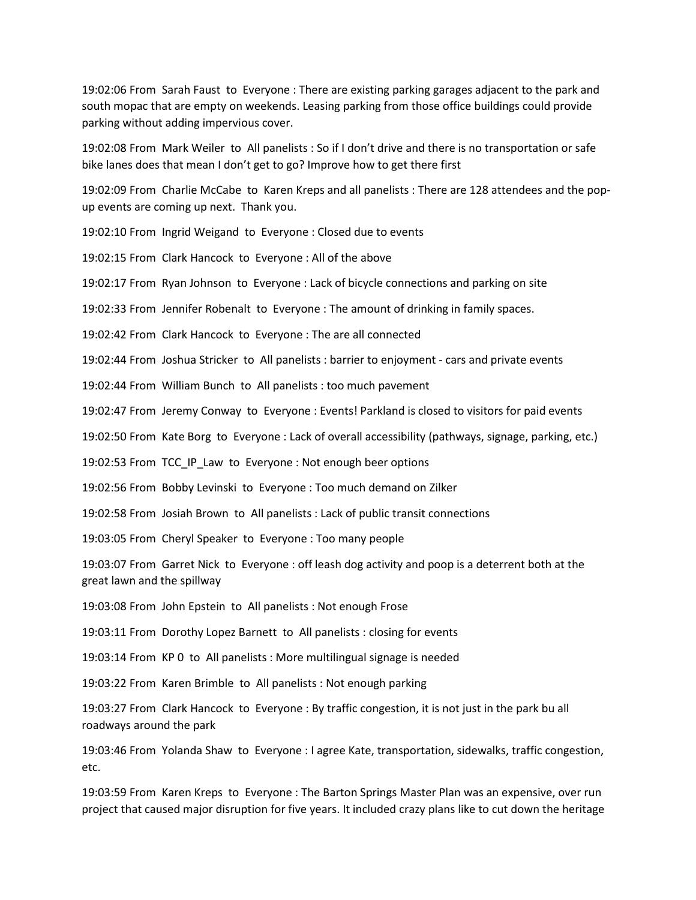19:02:06 From  Sarah Faust  to  Everyone : There are existing parking garages adjacent to the park and south mopac that are empty on weekends. Leasing parking from those office buildings could provide parking without adding impervious cover.

19:02:08 From  Mark Weiler  to  All panelists : So if I don't drive and there is no transportation or safe bike lanes does that mean I don't get to go? Improve how to get there first

19:02:09 From  Charlie McCabe  to  Karen Kreps and all panelists : There are 128 attendees and the pop-up events are coming up next.  Thank you.

19:02:10 From  Ingrid Weigand  to  Everyone : Closed due to events

19:02:15 From  Clark Hancock  to  Everyone : All of the above

19:02:17 From  Ryan Johnson  to  Everyone : Lack of bicycle connections and parking on site

19:02:33 From  Jennifer Robenalt  to  Everyone : The amount of drinking in family spaces.

19:02:42 From  Clark Hancock  to  Everyone : The are all connected

19:02:44 From  Joshua Stricker  to  All panelists : barrier to enjoyment - cars and private events

19:02:44 From  William Bunch  to  All panelists : too much pavement

19:02:47 From  Jeremy Conway  to  Everyone : Events! Parkland is closed to visitors for paid events

19:02:50 From  Kate Borg  to  Everyone : Lack of overall accessibility (pathways, signage, parking, etc.)

19:02:53 From  TCC_IP_Law  to  Everyone : Not enough beer options

19:02:56 From  Bobby Levinski  to  Everyone : Too much demand on Zilker

19:02:58 From  Josiah Brown  to  All panelists : Lack of public transit connections

19:03:05 From  Cheryl Speaker  to  Everyone : Too many people

19:03:07 From  Garret Nick  to  Everyone : off leash dog activity and poop is a deterrent both at the great lawn and the spillway

19:03:08 From  John Epstein  to  All panelists : Not enough Frose

19:03:11 From  Dorothy Lopez Barnett  to  All panelists : closing for events

19:03:14 From  KP 0  to  All panelists : More multilingual signage is needed

19:03:22 From  Karen Brimble  to  All panelists : Not enough parking

19:03:27 From  Clark Hancock  to  Everyone : By traffic congestion, it is not just in the park bu all roadways around the park

19:03:46 From  Yolanda Shaw  to  Everyone : I agree Kate, transportation, sidewalks, traffic congestion, etc.

19:03:59 From  Karen Kreps  to  Everyone : The Barton Springs Master Plan was an expensive, over run project that caused major disruption for five years. It included crazy plans like to cut down the heritage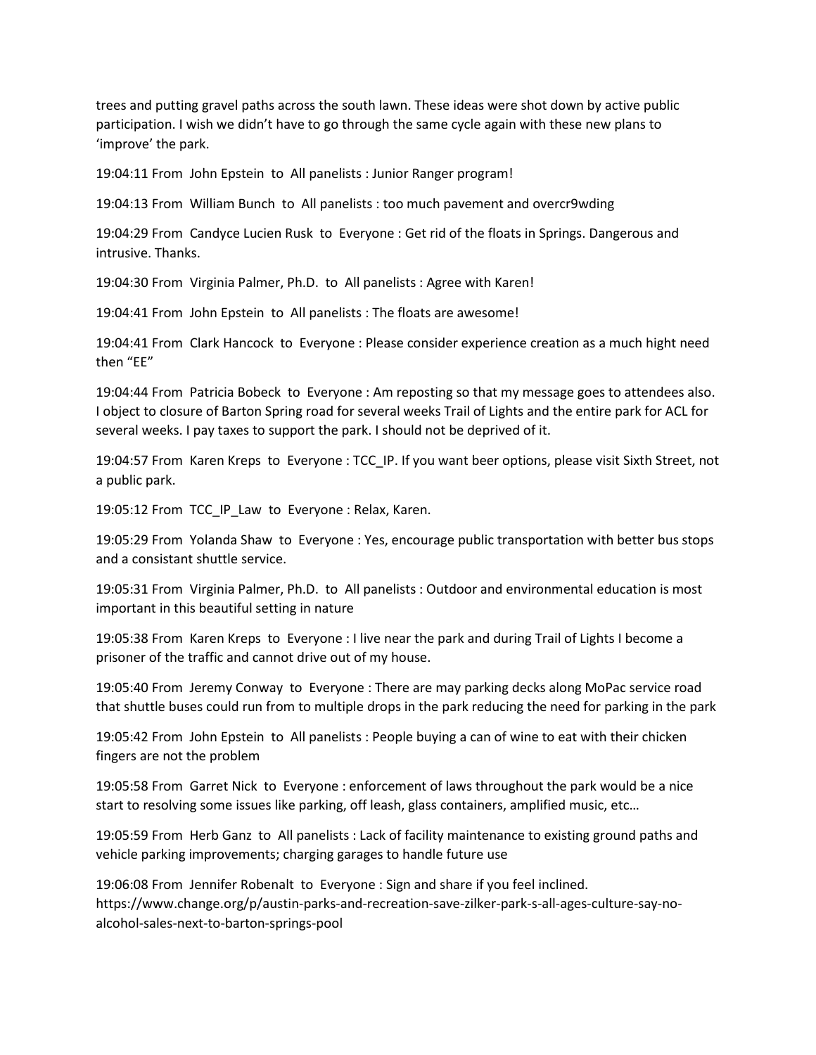trees and putting gravel paths across the south lawn. These ideas were shot down by active public participation. I wish we didn't have to go through the same cycle again with these new plans to 'improve' the park.

19:04:11 From John Epstein to All panelists : Junior Ranger program!

19:04:13 From William Bunch to All panelists : too much pavement and overcr9wding

19:04:29 From Candyce Lucien Rusk to Everyone : Get rid of the floats in Springs. Dangerous and intrusive. Thanks.

19:04:30 From Virginia Palmer, Ph.D. to All panelists : Agree with Karen!

19:04:41 From John Epstein to All panelists : The floats are awesome!

19:04:41 From Clark Hancock to Everyone : Please consider experience creation as a much hight need then "EE"

19:04:44 From Patricia Bobeck to Everyone : Am reposting so that my message goes to attendees also. I object to closure of Barton Spring road for several weeks Trail of Lights and the entire park for ACL for several weeks. I pay taxes to support the park. I should not be deprived of it.

19:04:57 From Karen Kreps to Everyone : TCC_IP. If you want beer options, please visit Sixth Street, not a public park.

19:05:12 From TCC_IP_Law to Everyone : Relax, Karen.

19:05:29 From Yolanda Shaw to Everyone : Yes, encourage public transportation with better bus stops and a consistant shuttle service.

19:05:31 From Virginia Palmer, Ph.D. to All panelists : Outdoor and environmental education is most important in this beautiful setting in nature

19:05:38 From Karen Kreps to Everyone : I live near the park and during Trail of Lights I become a prisoner of the traffic and cannot drive out of my house.

19:05:40 From Jeremy Conway to Everyone : There are may parking decks along MoPac service road that shuttle buses could run from to multiple drops in the park reducing the need for parking in the park

19:05:42 From John Epstein to All panelists : People buying a can of wine to eat with their chicken fingers are not the problem

19:05:58 From Garret Nick to Everyone : enforcement of laws throughout the park would be a nice start to resolving some issues like parking, off leash, glass containers, amplified music, etc…

19:05:59 From Herb Ganz to All panelists : Lack of facility maintenance to existing ground paths and vehicle parking improvements; charging garages to handle future use

19:06:08 From Jennifer Robenalt to Everyone : Sign and share if you feel inclined. https://www.change.org/p/austin-parks-and-recreation-save-zilker-park-s-all-ages-culture-say-no-alcohol-sales-next-to-barton-springs-pool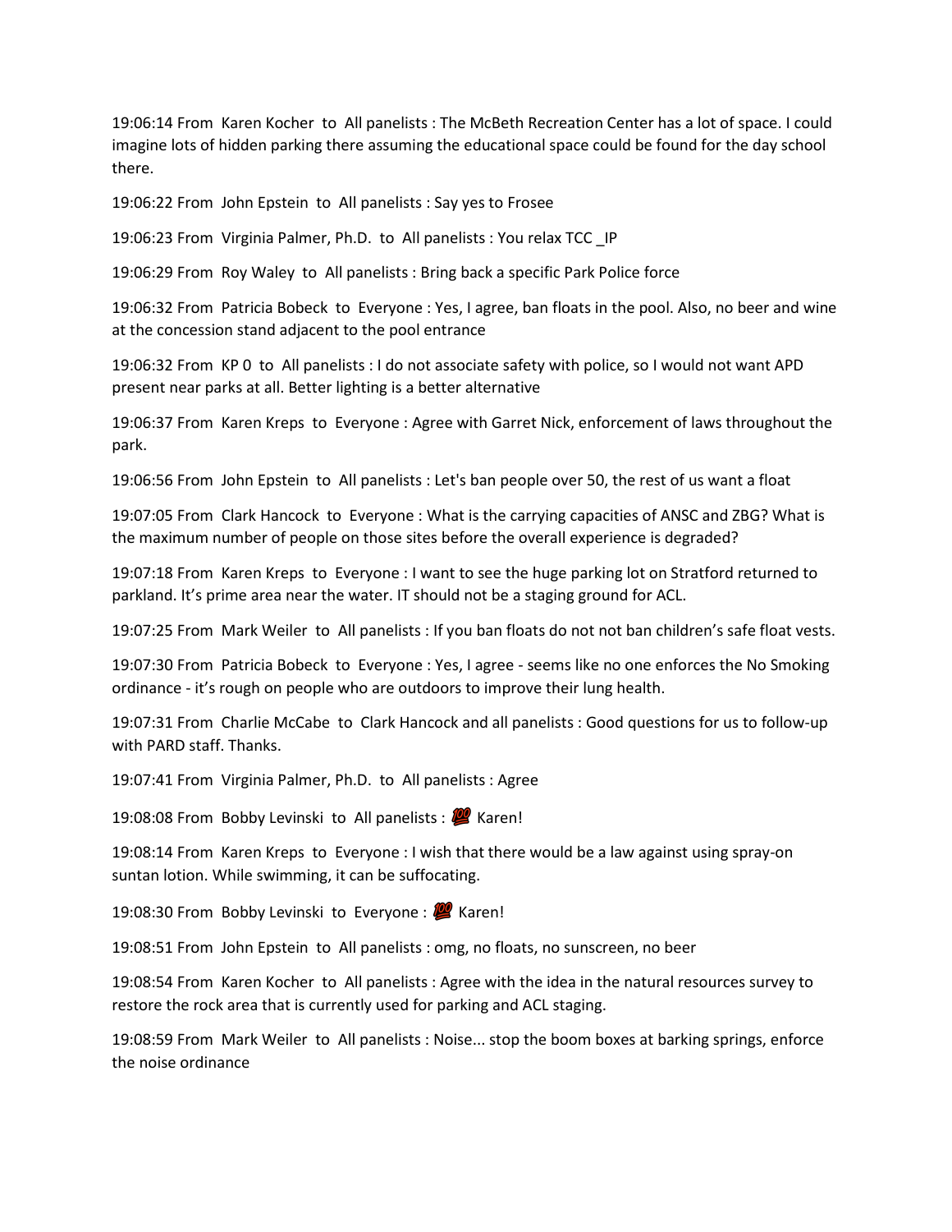19:06:14 From Karen Kocher to All panelists : The McBeth Recreation Center has a lot of space. I could imagine lots of hidden parking there assuming the educational space could be found for the day school there.

19:06:22 From John Epstein to All panelists : Say yes to Frosee

19:06:23 From Virginia Palmer, Ph.D. to All panelists : You relax TCC _IP

19:06:29 From Roy Waley to All panelists : Bring back a specific Park Police force

19:06:32 From Patricia Bobeck to Everyone : Yes, I agree, ban floats in the pool. Also, no beer and wine at the concession stand adjacent to the pool entrance

19:06:32 From KP 0 to All panelists : I do not associate safety with police, so I would not want APD present near parks at all. Better lighting is a better alternative

19:06:37 From Karen Kreps to Everyone : Agree with Garret Nick, enforcement of laws throughout the park.

19:06:56 From John Epstein to All panelists : Let's ban people over 50, the rest of us want a float

19:07:05 From Clark Hancock to Everyone : What is the carrying capacities of ANSC and ZBG? What is the maximum number of people on those sites before the overall experience is degraded?

19:07:18 From Karen Kreps to Everyone : I want to see the huge parking lot on Stratford returned to parkland. It's prime area near the water. IT should not be a staging ground for ACL.

19:07:25 From Mark Weiler to All panelists : If you ban floats do not not ban children's safe float vests.

19:07:30 From Patricia Bobeck to Everyone : Yes, I agree - seems like no one enforces the No Smoking ordinance - it's rough on people who are outdoors to improve their lung health.

19:07:31 From Charlie McCabe to Clark Hancock and all panelists : Good questions for us to follow-up with PARD staff. Thanks.

19:07:41 From Virginia Palmer, Ph.D. to All panelists : Agree

19:08:08 From Bobby Levinski to All panelists : 💯 Karen!

19:08:14 From Karen Kreps to Everyone : I wish that there would be a law against using spray-on suntan lotion. While swimming, it can be suffocating.

19:08:30 From Bobby Levinski to Everyone : 💯 Karen!

19:08:51 From John Epstein to All panelists : omg, no floats, no sunscreen, no beer

19:08:54 From Karen Kocher to All panelists : Agree with the idea in the natural resources survey to restore the rock area that is currently used for parking and ACL staging.

19:08:59 From Mark Weiler to All panelists : Noise... stop the boom boxes at barking springs, enforce the noise ordinance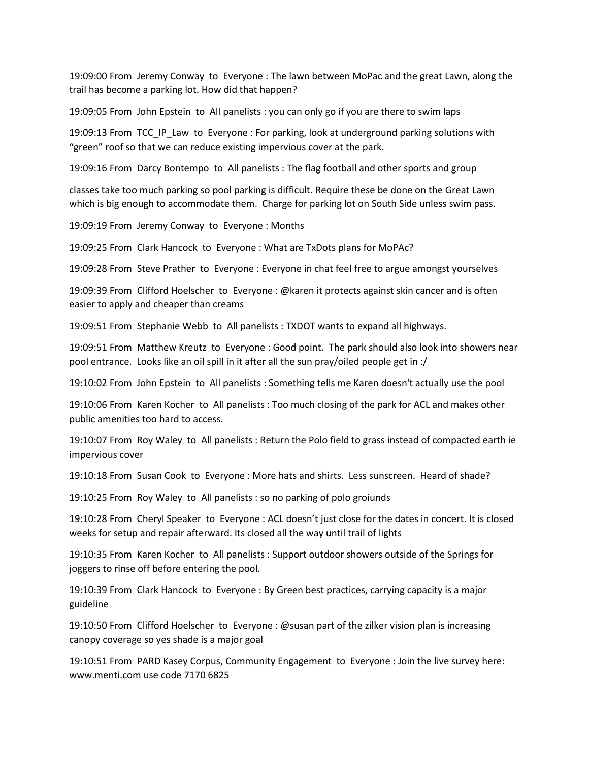19:09:00 From Jeremy Conway to Everyone : The lawn between MoPac and the great Lawn, along the trail has become a parking lot. How did that happen?

19:09:05 From John Epstein to All panelists : you can only go if you are there to swim laps

19:09:13 From TCC_IP_Law to Everyone : For parking, look at underground parking solutions with “green” roof so that we can reduce existing impervious cover at the park.

19:09:16 From Darcy Bontempo to All panelists : The flag football and other sports and group

classes take too much parking so pool parking is difficult. Require these be done on the Great Lawn which is big enough to accommodate them. Charge for parking lot on South Side unless swim pass.

19:09:19 From Jeremy Conway to Everyone : Months

19:09:25 From Clark Hancock to Everyone : What are TxDots plans for MoPAc?

19:09:28 From Steve Prather to Everyone : Everyone in chat feel free to argue amongst yourselves

19:09:39 From Clifford Hoelscher to Everyone : @karen it protects against skin cancer and is often easier to apply and cheaper than creams

19:09:51 From Stephanie Webb to All panelists : TXDOT wants to expand all highways.

19:09:51 From Matthew Kreutz to Everyone : Good point. The park should also look into showers near pool entrance. Looks like an oil spill in it after all the sun pray/oiled people get in :/

19:10:02 From John Epstein to All panelists : Something tells me Karen doesn't actually use the pool

19:10:06 From Karen Kocher to All panelists : Too much closing of the park for ACL and makes other public amenities too hard to access.

19:10:07 From Roy Waley to All panelists : Return the Polo field to grass instead of compacted earth ie impervious cover

19:10:18 From Susan Cook to Everyone : More hats and shirts. Less sunscreen. Heard of shade?

19:10:25 From Roy Waley to All panelists : so no parking of polo groiunds

19:10:28 From Cheryl Speaker to Everyone : ACL doesn’t just close for the dates in concert. It is closed weeks for setup and repair afterward. Its closed all the way until trail of lights

19:10:35 From Karen Kocher to All panelists : Support outdoor showers outside of the Springs for joggers to rinse off before entering the pool.

19:10:39 From Clark Hancock to Everyone : By Green best practices, carrying capacity is a major guideline

19:10:50 From Clifford Hoelscher to Everyone : @susan part of the zilker vision plan is increasing canopy coverage so yes shade is a major goal

19:10:51 From PARD Kasey Corpus, Community Engagement to Everyone : Join the live survey here: www.menti.com use code 7170 6825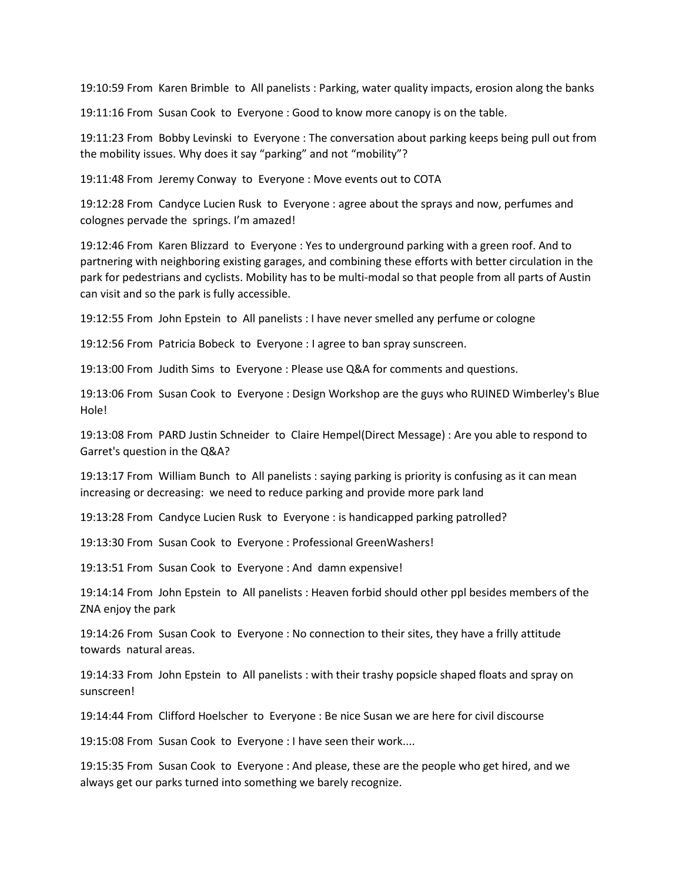19:10:59 From Karen Brimble to All panelists : Parking, water quality impacts, erosion along the banks

19:11:16 From Susan Cook to Everyone : Good to know more canopy is on the table.

19:11:23 From Bobby Levinski to Everyone : The conversation about parking keeps being pull out from the mobility issues. Why does it say "parking" and not "mobility"?

19:11:48 From Jeremy Conway to Everyone : Move events out to COTA

19:12:28 From Candyce Lucien Rusk to Everyone : agree about the sprays and now, perfumes and colognes pervade the springs. I'm amazed!

19:12:46 From Karen Blizzard to Everyone : Yes to underground parking with a green roof. And to partnering with neighboring existing garages, and combining these efforts with better circulation in the park for pedestrians and cyclists. Mobility has to be multi-modal so that people from all parts of Austin can visit and so the park is fully accessible.

19:12:55 From John Epstein to All panelists : I have never smelled any perfume or cologne

19:12:56 From Patricia Bobeck to Everyone : I agree to ban spray sunscreen.

19:13:00 From Judith Sims to Everyone : Please use Q&A for comments and questions.

19:13:06 From Susan Cook to Everyone : Design Workshop are the guys who RUINED Wimberley's Blue Hole!

19:13:08 From PARD Justin Schneider to Claire Hempel(Direct Message) : Are you able to respond to Garret's question in the Q&A?

19:13:17 From William Bunch to All panelists : saying parking is priority is confusing as it can mean increasing or decreasing: we need to reduce parking and provide more park land

19:13:28 From Candyce Lucien Rusk to Everyone : is handicapped parking patrolled?

19:13:30 From Susan Cook to Everyone : Professional GreenWashers!

19:13:51 From Susan Cook to Everyone : And damn expensive!

19:14:14 From John Epstein to All panelists : Heaven forbid should other ppl besides members of the ZNA enjoy the park

19:14:26 From Susan Cook to Everyone : No connection to their sites, they have a frilly attitude towards natural areas.

19:14:33 From John Epstein to All panelists : with their trashy popsicle shaped floats and spray on sunscreen!

19:14:44 From Clifford Hoelscher to Everyone : Be nice Susan we are here for civil discourse

19:15:08 From Susan Cook to Everyone : I have seen their work....

19:15:35 From Susan Cook to Everyone : And please, these are the people who get hired, and we always get our parks turned into something we barely recognize.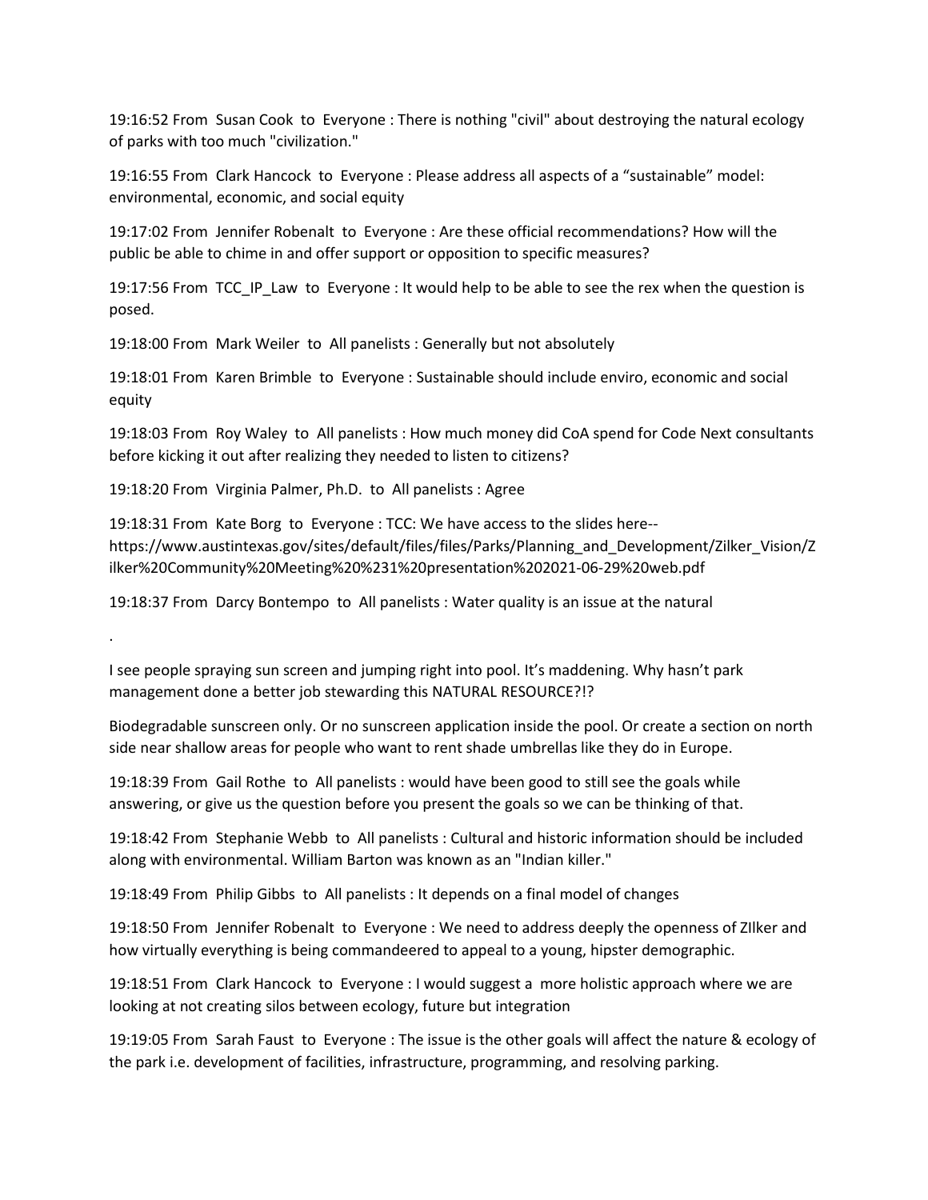19:16:52 From Susan Cook to Everyone : There is nothing "civil" about destroying the natural ecology of parks with too much "civilization."

19:16:55 From Clark Hancock to Everyone : Please address all aspects of a "sustainable" model: environmental, economic, and social equity

19:17:02 From Jennifer Robenalt to Everyone : Are these official recommendations? How will the public be able to chime in and offer support or opposition to specific measures?

19:17:56 From TCC_IP_Law to Everyone : It would help to be able to see the rex when the question is posed.

19:18:00 From Mark Weiler to All panelists : Generally but not absolutely

19:18:01 From Karen Brimble to Everyone : Sustainable should include enviro, economic and social equity

19:18:03 From Roy Waley to All panelists : How much money did CoA spend for Code Next consultants before kicking it out after realizing they needed to listen to citizens?

19:18:20 From Virginia Palmer, Ph.D. to All panelists : Agree

19:18:31 From Kate Borg to Everyone : TCC: We have access to the slides here--https://www.austintexas.gov/sites/default/files/files/Parks/Planning_and_Development/Zilker_Vision/Zilker%20Community%20Meeting%20%231%20presentation%202021-06-29%20web.pdf

19:18:37 From Darcy Bontempo to All panelists : Water quality is an issue at the natural

.

I see people spraying sun screen and jumping right into pool. It's maddening. Why hasn't park management done a better job stewarding this NATURAL RESOURCE?!?

Biodegradable sunscreen only. Or no sunscreen application inside the pool. Or create a section on north side near shallow areas for people who want to rent shade umbrellas like they do in Europe.

19:18:39 From Gail Rothe to All panelists : would have been good to still see the goals while answering, or give us the question before you present the goals so we can be thinking of that.

19:18:42 From Stephanie Webb to All panelists : Cultural and historic information should be included along with environmental. William Barton was known as an "Indian killer."

19:18:49 From Philip Gibbs to All panelists : It depends on a final model of changes

19:18:50 From Jennifer Robenalt to Everyone : We need to address deeply the openness of ZIlker and how virtually everything is being commandeered to appeal to a young, hipster demographic.

19:18:51 From Clark Hancock to Everyone : I would suggest a more holistic approach where we are looking at not creating silos between ecology, future but integration

19:19:05 From Sarah Faust to Everyone : The issue is the other goals will affect the nature & ecology of the park i.e. development of facilities, infrastructure, programming, and resolving parking.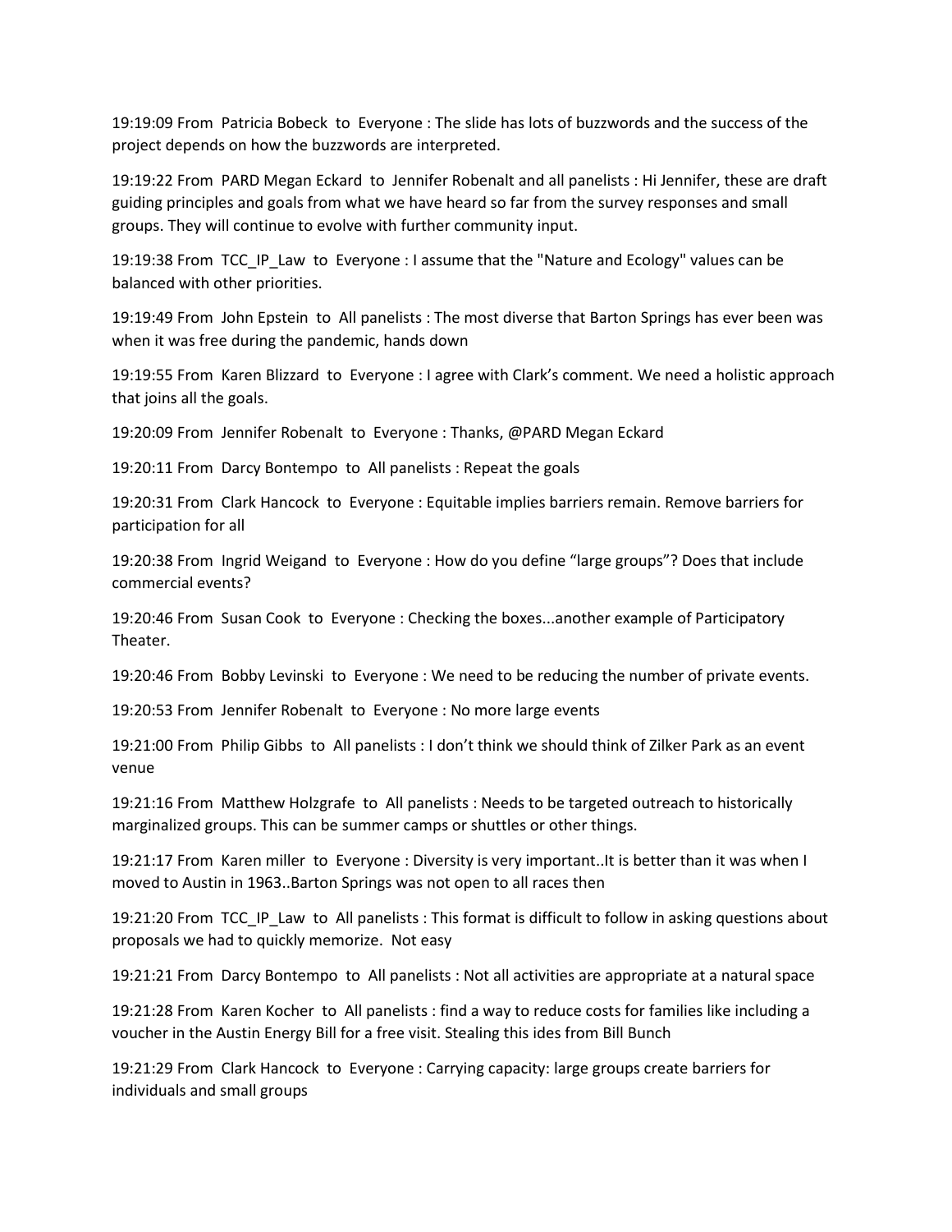19:19:09 From Patricia Bobeck to Everyone : The slide has lots of buzzwords and the success of the project depends on how the buzzwords are interpreted.

19:19:22 From PARD Megan Eckard to Jennifer Robenalt and all panelists : Hi Jennifer, these are draft guiding principles and goals from what we have heard so far from the survey responses and small groups. They will continue to evolve with further community input.

19:19:38 From TCC_IP_Law to Everyone : I assume that the "Nature and Ecology" values can be balanced with other priorities.

19:19:49 From John Epstein to All panelists : The most diverse that Barton Springs has ever been was when it was free during the pandemic, hands down

19:19:55 From Karen Blizzard to Everyone : I agree with Clark's comment. We need a holistic approach that joins all the goals.

19:20:09 From Jennifer Robenalt to Everyone : Thanks, @PARD Megan Eckard

19:20:11 From Darcy Bontempo to All panelists : Repeat the goals

19:20:31 From Clark Hancock to Everyone : Equitable implies barriers remain. Remove barriers for participation for all

19:20:38 From Ingrid Weigand to Everyone : How do you define "large groups"? Does that include commercial events?

19:20:46 From Susan Cook to Everyone : Checking the boxes...another example of Participatory Theater.

19:20:46 From Bobby Levinski to Everyone : We need to be reducing the number of private events.

19:20:53 From Jennifer Robenalt to Everyone : No more large events

19:21:00 From Philip Gibbs to All panelists : I don't think we should think of Zilker Park as an event venue

19:21:16 From Matthew Holzgrafe to All panelists : Needs to be targeted outreach to historically marginalized groups. This can be summer camps or shuttles or other things.

19:21:17 From Karen miller to Everyone : Diversity is very important..It is better than it was when I moved to Austin in 1963..Barton Springs was not open to all races then

19:21:20 From TCC_IP_Law to All panelists : This format is difficult to follow in asking questions about proposals we had to quickly memorize. Not easy

19:21:21 From Darcy Bontempo to All panelists : Not all activities are appropriate at a natural space

19:21:28 From Karen Kocher to All panelists : find a way to reduce costs for families like including a voucher in the Austin Energy Bill for a free visit. Stealing this ides from Bill Bunch

19:21:29 From Clark Hancock to Everyone : Carrying capacity: large groups create barriers for individuals and small groups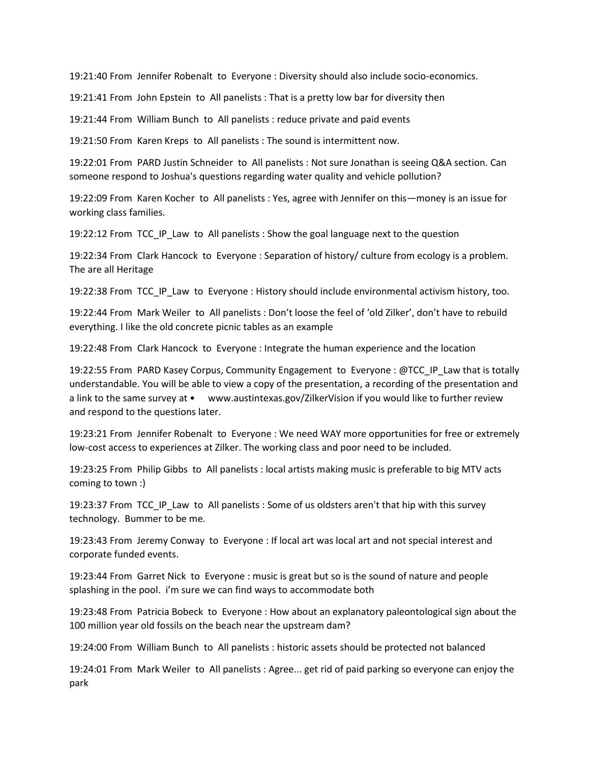19:21:40 From  Jennifer Robenalt  to  Everyone : Diversity should also include socio-economics.

19:21:41 From  John Epstein  to  All panelists : That is a pretty low bar for diversity then

19:21:44 From  William Bunch  to  All panelists : reduce private and paid events

19:21:50 From  Karen Kreps  to  All panelists : The sound is intermittent now.

19:22:01 From  PARD Justin Schneider  to  All panelists : Not sure Jonathan is seeing Q&A section. Can someone respond to Joshua's questions regarding water quality and vehicle pollution?

19:22:09 From  Karen Kocher  to  All panelists : Yes, agree with Jennifer on this—money is an issue for working class families.

19:22:12 From  TCC_IP_Law  to  All panelists : Show the goal language next to the question

19:22:34 From  Clark Hancock  to  Everyone : Separation of history/ culture from ecology is a problem. The are all Heritage

19:22:38 From  TCC_IP_Law  to  Everyone : History should include environmental activism history, too.

19:22:44 From  Mark Weiler  to  All panelists : Don't loose the feel of 'old Zilker', don't have to rebuild everything. I like the old concrete picnic tables as an example

19:22:48 From  Clark Hancock  to  Everyone : Integrate the human experience and the location

19:22:55 From  PARD Kasey Corpus, Community Engagement  to  Everyone : @TCC_IP_Law that is totally understandable. You will be able to view a copy of the presentation, a recording of the presentation and a link to the same survey at •     www.austintexas.gov/ZilkerVision if you would like to further review and respond to the questions later.

19:23:21 From  Jennifer Robenalt  to  Everyone : We need WAY more opportunities for free or extremely low-cost access to experiences at Zilker. The working class and poor need to be included.

19:23:25 From  Philip Gibbs  to  All panelists : local artists making music is preferable to big MTV acts coming to town :)

19:23:37 From  TCC_IP_Law  to  All panelists : Some of us oldsters aren't that hip with this survey technology.  Bummer to be me.

19:23:43 From  Jeremy Conway  to  Everyone : If local art was local art and not special interest and corporate funded events.

19:23:44 From  Garret Nick  to  Everyone : music is great but so is the sound of nature and people splashing in the pool.  i'm sure we can find ways to accommodate both

19:23:48 From  Patricia Bobeck  to  Everyone : How about an explanatory paleontological sign about the 100 million year old fossils on the beach near the upstream dam?

19:24:00 From  William Bunch  to  All panelists : historic assets should be protected not balanced

19:24:01 From  Mark Weiler  to  All panelists : Agree... get rid of paid parking so everyone can enjoy the park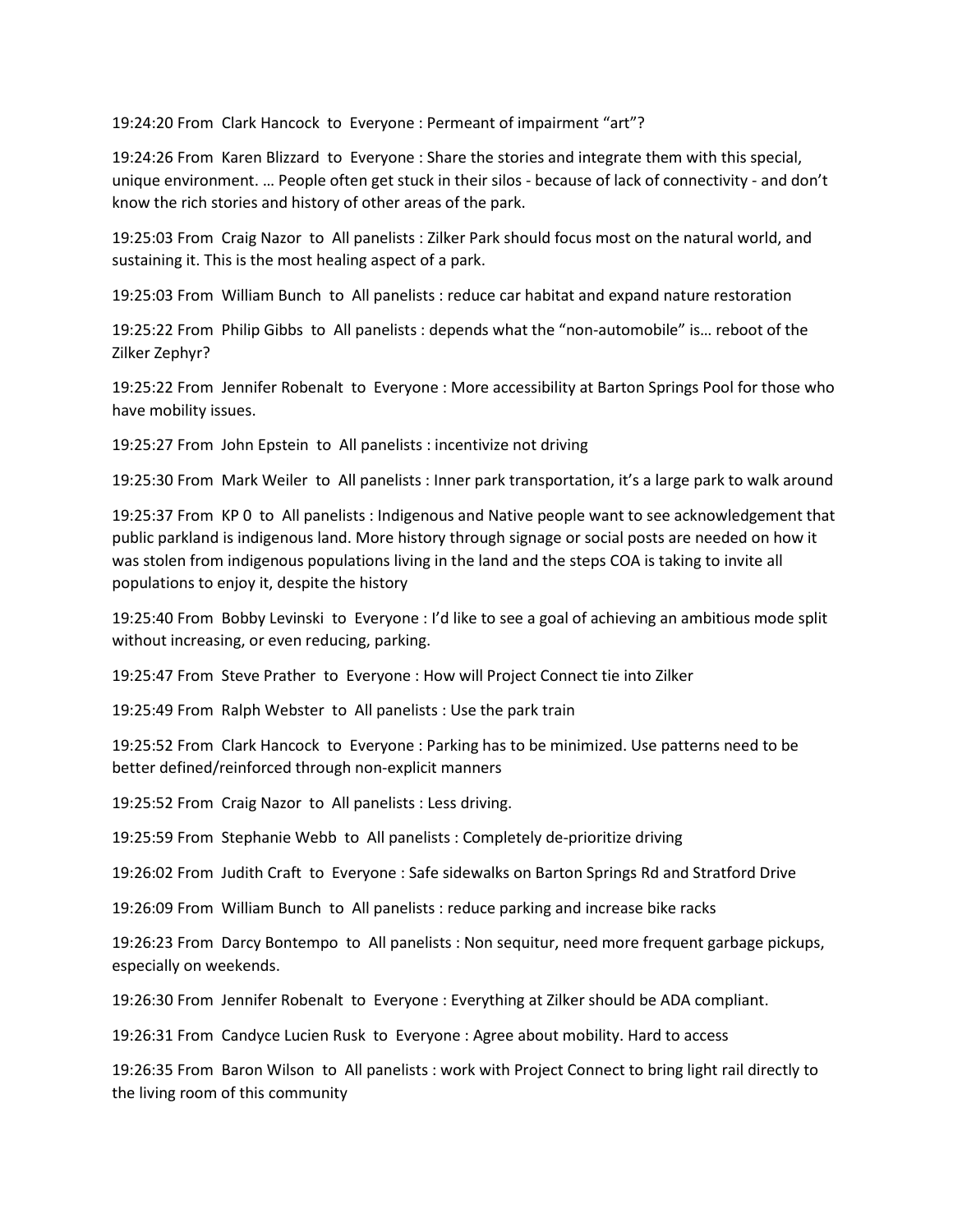19:24:20 From Clark Hancock to Everyone : Permeant of impairment "art"?

19:24:26 From Karen Blizzard to Everyone : Share the stories and integrate them with this special, unique environment. … People often get stuck in their silos - because of lack of connectivity - and don't know the rich stories and history of other areas of the park.

19:25:03 From Craig Nazor to All panelists : Zilker Park should focus most on the natural world, and sustaining it. This is the most healing aspect of a park.

19:25:03 From William Bunch to All panelists : reduce car habitat and expand nature restoration

19:25:22 From Philip Gibbs to All panelists : depends what the "non-automobile" is… reboot of the Zilker Zephyr?

19:25:22 From Jennifer Robenalt to Everyone : More accessibility at Barton Springs Pool for those who have mobility issues.

19:25:27 From John Epstein to All panelists : incentivize not driving

19:25:30 From Mark Weiler to All panelists : Inner park transportation, it's a large park to walk around

19:25:37 From KP 0 to All panelists : Indigenous and Native people want to see acknowledgement that public parkland is indigenous land. More history through signage or social posts are needed on how it was stolen from indigenous populations living in the land and the steps COA is taking to invite all populations to enjoy it, despite the history

19:25:40 From Bobby Levinski to Everyone : I'd like to see a goal of achieving an ambitious mode split without increasing, or even reducing, parking.

19:25:47 From Steve Prather to Everyone : How will Project Connect tie into Zilker

19:25:49 From Ralph Webster to All panelists : Use the park train

19:25:52 From Clark Hancock to Everyone : Parking has to be minimized. Use patterns need to be better defined/reinforced through non-explicit manners

19:25:52 From Craig Nazor to All panelists : Less driving.

19:25:59 From Stephanie Webb to All panelists : Completely de-prioritize driving

19:26:02 From Judith Craft to Everyone : Safe sidewalks on Barton Springs Rd and Stratford Drive

19:26:09 From William Bunch to All panelists : reduce parking and increase bike racks

19:26:23 From Darcy Bontempo to All panelists : Non sequitur, need more frequent garbage pickups, especially on weekends.

19:26:30 From Jennifer Robenalt to Everyone : Everything at Zilker should be ADA compliant.

19:26:31 From Candyce Lucien Rusk to Everyone : Agree about mobility. Hard to access

19:26:35 From Baron Wilson to All panelists : work with Project Connect to bring light rail directly to the living room of this community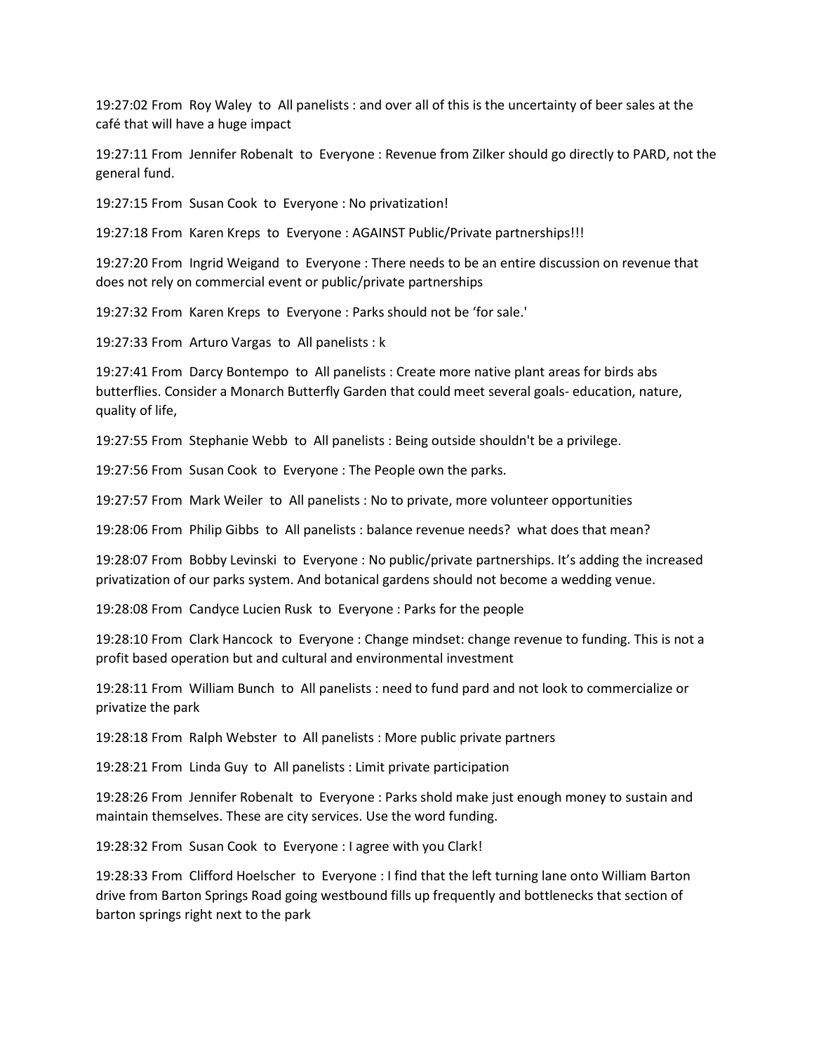19:27:02 From Roy Waley to All panelists : and over all of this is the uncertainty of beer sales at the café that will have a huge impact

19:27:11 From Jennifer Robenalt to Everyone : Revenue from Zilker should go directly to PARD, not the general fund.

19:27:15 From Susan Cook to Everyone : No privatization!

19:27:18 From Karen Kreps to Everyone : AGAINST Public/Private partnerships!!!

19:27:20 From Ingrid Weigand to Everyone : There needs to be an entire discussion on revenue that does not rely on commercial event or public/private partnerships

19:27:32 From Karen Kreps to Everyone : Parks should not be 'for sale.'

19:27:33 From Arturo Vargas to All panelists : k

19:27:41 From Darcy Bontempo to All panelists : Create more native plant areas for birds abs butterflies. Consider a Monarch Butterfly Garden that could meet several goals- education, nature, quality of life,

19:27:55 From Stephanie Webb to All panelists : Being outside shouldn't be a privilege.

19:27:56 From Susan Cook to Everyone : The People own the parks.

19:27:57 From Mark Weiler to All panelists : No to private, more volunteer opportunities

19:28:06 From Philip Gibbs to All panelists : balance revenue needs? what does that mean?

19:28:07 From Bobby Levinski to Everyone : No public/private partnerships. It's adding the increased privatization of our parks system. And botanical gardens should not become a wedding venue.

19:28:08 From Candyce Lucien Rusk to Everyone : Parks for the people

19:28:10 From Clark Hancock to Everyone : Change mindset: change revenue to funding. This is not a profit based operation but and cultural and environmental investment

19:28:11 From William Bunch to All panelists : need to fund pard and not look to commercialize or privatize the park

19:28:18 From Ralph Webster to All panelists : More public private partners

19:28:21 From Linda Guy to All panelists : Limit private participation

19:28:26 From Jennifer Robenalt to Everyone : Parks shold make just enough money to sustain and maintain themselves. These are city services. Use the word funding.

19:28:32 From Susan Cook to Everyone : I agree with you Clark!

19:28:33 From Clifford Hoelscher to Everyone : I find that the left turning lane onto William Barton drive from Barton Springs Road going westbound fills up frequently and bottlenecks that section of barton springs right next to the park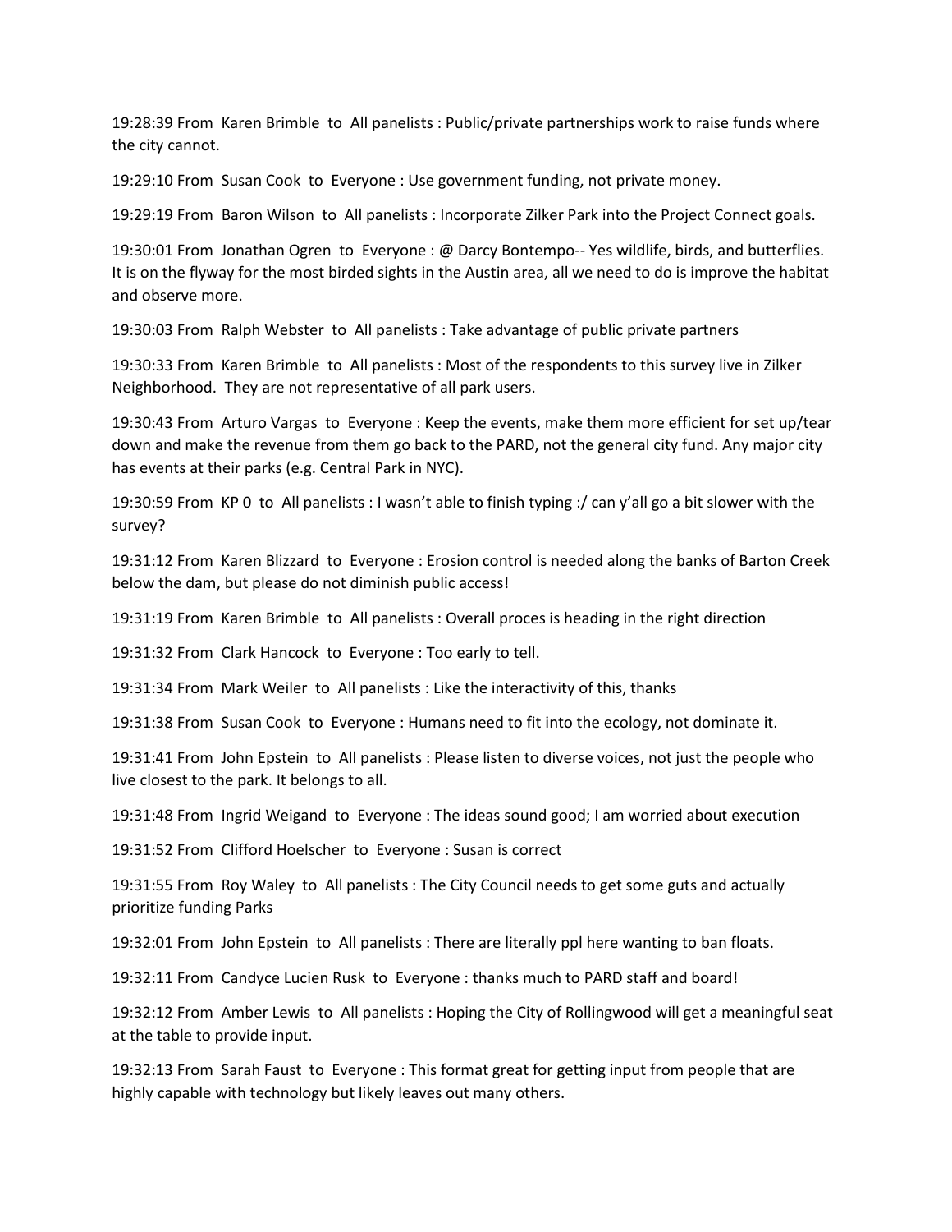19:28:39 From Karen Brimble to All panelists : Public/private partnerships work to raise funds where the city cannot.

19:29:10 From Susan Cook to Everyone : Use government funding, not private money.

19:29:19 From Baron Wilson to All panelists : Incorporate Zilker Park into the Project Connect goals.

19:30:01 From Jonathan Ogren to Everyone : @ Darcy Bontempo-- Yes wildlife, birds, and butterflies. It is on the flyway for the most birded sights in the Austin area, all we need to do is improve the habitat and observe more.

19:30:03 From Ralph Webster to All panelists : Take advantage of public private partners

19:30:33 From Karen Brimble to All panelists : Most of the respondents to this survey live in Zilker Neighborhood. They are not representative of all park users.

19:30:43 From Arturo Vargas to Everyone : Keep the events, make them more efficient for set up/tear down and make the revenue from them go back to the PARD, not the general city fund. Any major city has events at their parks (e.g. Central Park in NYC).

19:30:59 From KP 0 to All panelists : I wasn't able to finish typing :/ can y'all go a bit slower with the survey?

19:31:12 From Karen Blizzard to Everyone : Erosion control is needed along the banks of Barton Creek below the dam, but please do not diminish public access!

19:31:19 From Karen Brimble to All panelists : Overall proces is heading in the right direction

19:31:32 From Clark Hancock to Everyone : Too early to tell.

19:31:34 From Mark Weiler to All panelists : Like the interactivity of this, thanks

19:31:38 From Susan Cook to Everyone : Humans need to fit into the ecology, not dominate it.

19:31:41 From John Epstein to All panelists : Please listen to diverse voices, not just the people who live closest to the park. It belongs to all.

19:31:48 From Ingrid Weigand to Everyone : The ideas sound good; I am worried about execution

19:31:52 From Clifford Hoelscher to Everyone : Susan is correct

19:31:55 From Roy Waley to All panelists : The City Council needs to get some guts and actually prioritize funding Parks

19:32:01 From John Epstein to All panelists : There are literally ppl here wanting to ban floats.

19:32:11 From Candyce Lucien Rusk to Everyone : thanks much to PARD staff and board!

19:32:12 From Amber Lewis to All panelists : Hoping the City of Rollingwood will get a meaningful seat at the table to provide input.

19:32:13 From Sarah Faust to Everyone : This format great for getting input from people that are highly capable with technology but likely leaves out many others.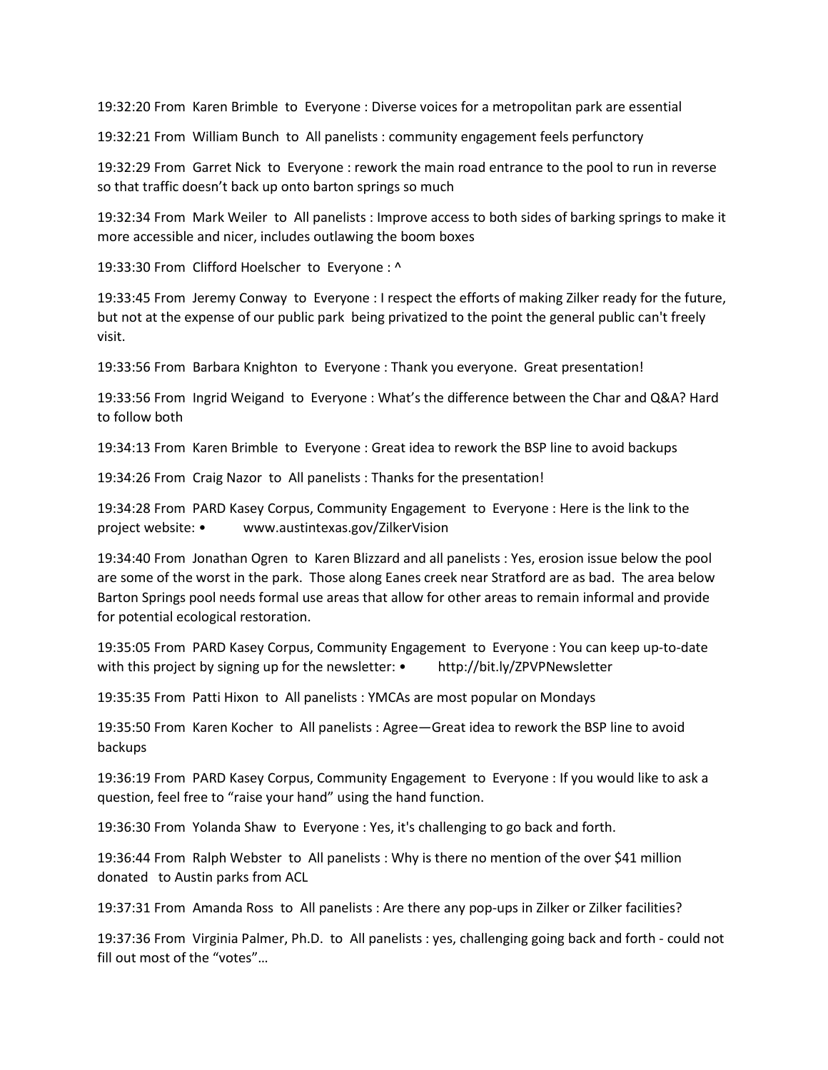19:32:20 From Karen Brimble to Everyone : Diverse voices for a metropolitan park are essential

19:32:21 From William Bunch to All panelists : community engagement feels perfunctory

19:32:29 From Garret Nick to Everyone : rework the main road entrance to the pool to run in reverse so that traffic doesn't back up onto barton springs so much

19:32:34 From Mark Weiler to All panelists : Improve access to both sides of barking springs to make it more accessible and nicer, includes outlawing the boom boxes

19:33:30 From Clifford Hoelscher to Everyone : ^

19:33:45 From Jeremy Conway to Everyone : I respect the efforts of making Zilker ready for the future, but not at the expense of our public park being privatized to the point the general public can't freely visit.

19:33:56 From Barbara Knighton to Everyone : Thank you everyone. Great presentation!

19:33:56 From Ingrid Weigand to Everyone : What's the difference between the Char and Q&A? Hard to follow both

19:34:13 From Karen Brimble to Everyone : Great idea to rework the BSP line to avoid backups

19:34:26 From Craig Nazor to All panelists : Thanks for the presentation!

19:34:28 From PARD Kasey Corpus, Community Engagement to Everyone : Here is the link to the project website: • www.austintexas.gov/ZilkerVision

19:34:40 From Jonathan Ogren to Karen Blizzard and all panelists : Yes, erosion issue below the pool are some of the worst in the park. Those along Eanes creek near Stratford are as bad. The area below Barton Springs pool needs formal use areas that allow for other areas to remain informal and provide for potential ecological restoration.

19:35:05 From PARD Kasey Corpus, Community Engagement to Everyone : You can keep up-to-date with this project by signing up for the newsletter: • http://bit.ly/ZPVPNewsletter

19:35:35 From Patti Hixon to All panelists : YMCAs are most popular on Mondays

19:35:50 From Karen Kocher to All panelists : Agree—Great idea to rework the BSP line to avoid backups

19:36:19 From PARD Kasey Corpus, Community Engagement to Everyone : If you would like to ask a question, feel free to "raise your hand" using the hand function.

19:36:30 From Yolanda Shaw to Everyone : Yes, it's challenging to go back and forth.

19:36:44 From Ralph Webster to All panelists : Why is there no mention of the over $41 million donated to Austin parks from ACL

19:37:31 From Amanda Ross to All panelists : Are there any pop-ups in Zilker or Zilker facilities?

19:37:36 From Virginia Palmer, Ph.D. to All panelists : yes, challenging going back and forth - could not fill out most of the "votes"…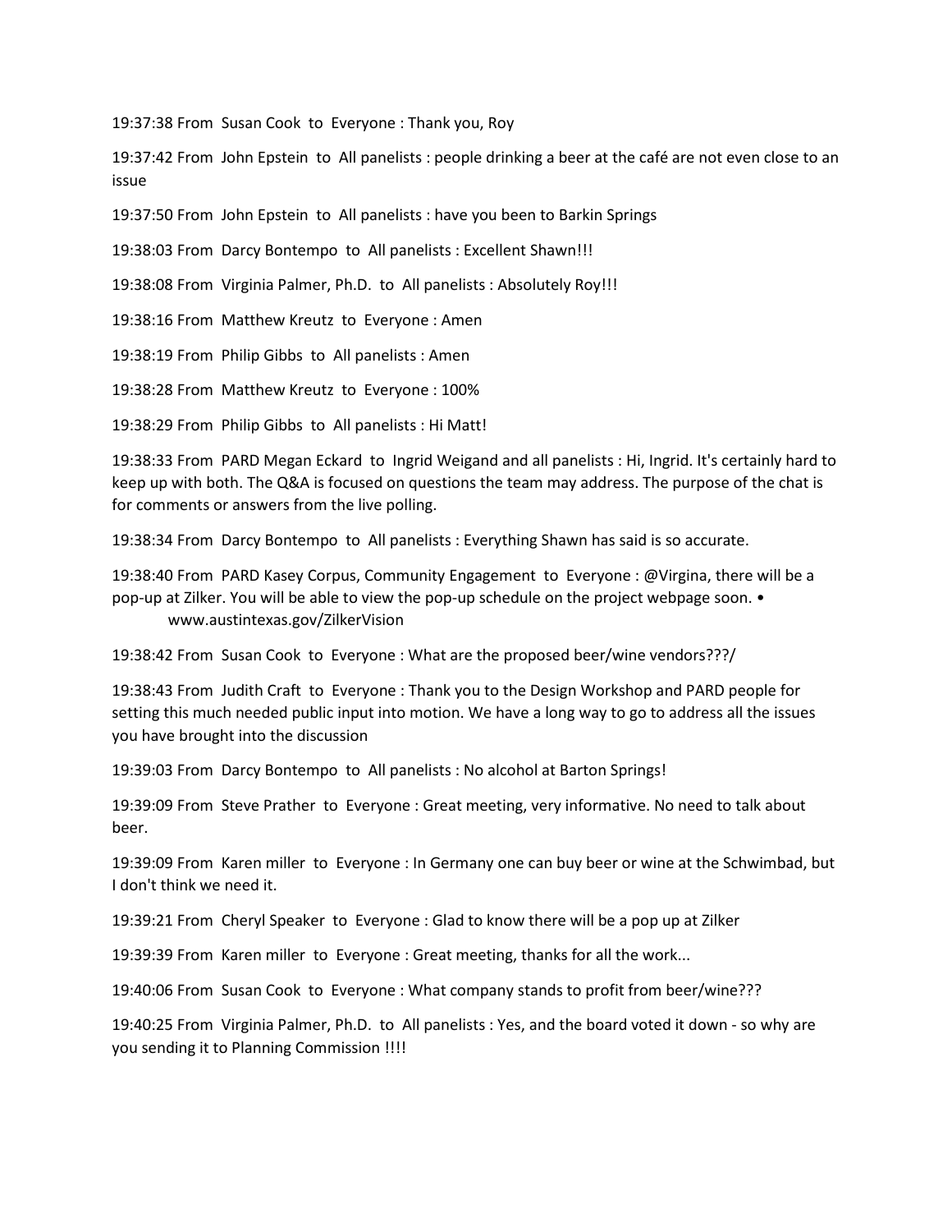19:37:38 From  Susan Cook  to  Everyone : Thank you, Roy

19:37:42 From  John Epstein  to  All panelists : people drinking a beer at the café are not even close to an issue

19:37:50 From  John Epstein  to  All panelists : have you been to Barkin Springs

19:38:03 From  Darcy Bontempo  to  All panelists : Excellent Shawn!!!

19:38:08 From  Virginia Palmer, Ph.D.  to  All panelists : Absolutely Roy!!!

19:38:16 From  Matthew Kreutz  to  Everyone : Amen

19:38:19 From  Philip Gibbs  to  All panelists : Amen

19:38:28 From  Matthew Kreutz  to  Everyone : 100%

19:38:29 From  Philip Gibbs  to  All panelists : Hi Matt!

19:38:33 From  PARD Megan Eckard  to  Ingrid Weigand and all panelists : Hi, Ingrid. It's certainly hard to keep up with both. The Q&A is focused on questions the team may address. The purpose of the chat is for comments or answers from the live polling.

19:38:34 From  Darcy Bontempo  to  All panelists : Everything Shawn has said is so accurate.

19:38:40 From  PARD Kasey Corpus, Community Engagement  to  Everyone : @Virgina, there will be a pop-up at Zilker. You will be able to view the pop-up schedule on the project webpage soon. •     www.austintexas.gov/ZilkerVision

19:38:42 From  Susan Cook  to  Everyone : What are the proposed beer/wine vendors???/

19:38:43 From  Judith Craft  to  Everyone : Thank you to the Design Workshop and PARD people for setting this much needed public input into motion. We have a long way to go to address all the issues you have brought into the discussion

19:39:03 From  Darcy Bontempo  to  All panelists : No alcohol at Barton Springs!

19:39:09 From  Steve Prather  to  Everyone : Great meeting, very informative. No need to talk about beer.

19:39:09 From  Karen miller  to  Everyone : In Germany one can buy beer or wine at the Schwimbad, but I don't think we need it.

19:39:21 From  Cheryl Speaker  to  Everyone : Glad to know there will be a pop up at Zilker

19:39:39 From  Karen miller  to  Everyone : Great meeting, thanks for all the work...

19:40:06 From  Susan Cook  to  Everyone : What company stands to profit from beer/wine???

19:40:25 From  Virginia Palmer, Ph.D.  to  All panelists : Yes, and the board voted it down - so why are you sending it to Planning Commission !!!!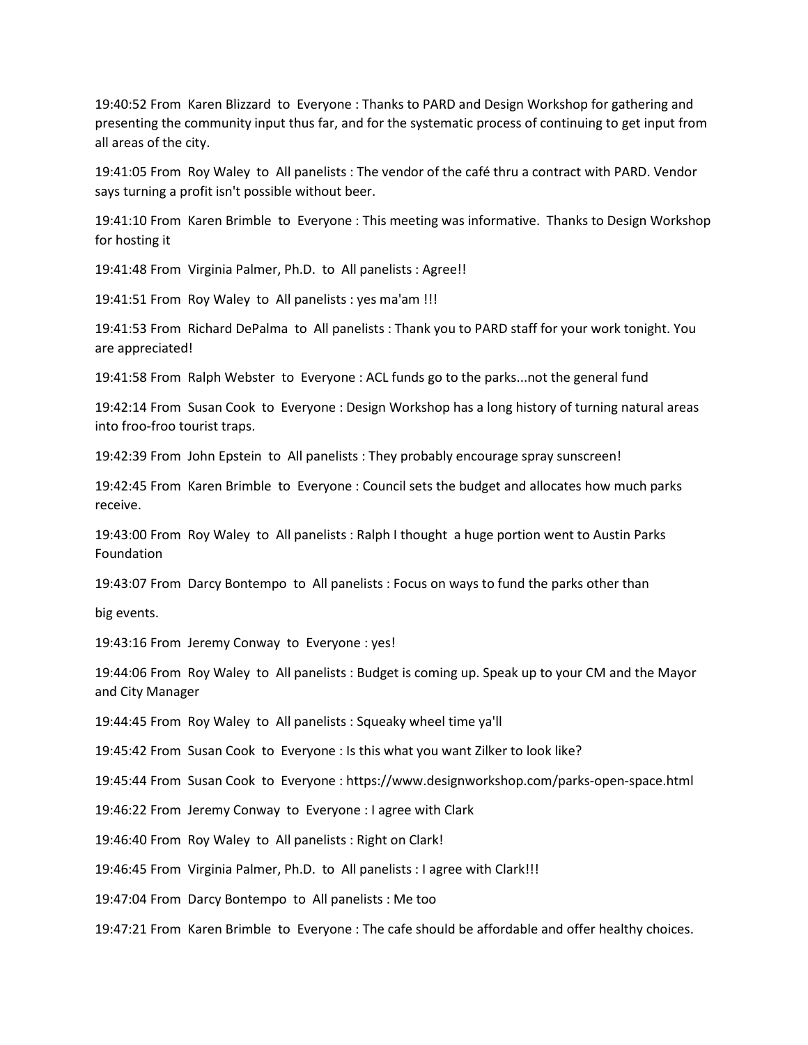19:40:52 From Karen Blizzard to Everyone : Thanks to PARD and Design Workshop for gathering and presenting the community input thus far, and for the systematic process of continuing to get input from all areas of the city.

19:41:05 From Roy Waley to All panelists : The vendor of the café thru a contract with PARD. Vendor says turning a profit isn't possible without beer.

19:41:10 From Karen Brimble to Everyone : This meeting was informative. Thanks to Design Workshop for hosting it

19:41:48 From Virginia Palmer, Ph.D. to All panelists : Agree!!

19:41:51 From Roy Waley to All panelists : yes ma'am !!!

19:41:53 From Richard DePalma to All panelists : Thank you to PARD staff for your work tonight. You are appreciated!

19:41:58 From Ralph Webster to Everyone : ACL funds go to the parks...not the general fund

19:42:14 From Susan Cook to Everyone : Design Workshop has a long history of turning natural areas into froo-froo tourist traps.

19:42:39 From John Epstein to All panelists : They probably encourage spray sunscreen!

19:42:45 From Karen Brimble to Everyone : Council sets the budget and allocates how much parks receive.

19:43:00 From Roy Waley to All panelists : Ralph I thought a huge portion went to Austin Parks Foundation

19:43:07 From Darcy Bontempo to All panelists : Focus on ways to fund the parks other than

big events.

19:43:16 From Jeremy Conway to Everyone : yes!

19:44:06 From Roy Waley to All panelists : Budget is coming up. Speak up to your CM and the Mayor and City Manager

19:44:45 From Roy Waley to All panelists : Squeaky wheel time ya'll

19:45:42 From Susan Cook to Everyone : Is this what you want Zilker to look like?

19:45:44 From Susan Cook to Everyone : https://www.designworkshop.com/parks-open-space.html

19:46:22 From Jeremy Conway to Everyone : I agree with Clark

19:46:40 From Roy Waley to All panelists : Right on Clark!

19:46:45 From Virginia Palmer, Ph.D. to All panelists : I agree with Clark!!!

19:47:04 From Darcy Bontempo to All panelists : Me too

19:47:21 From Karen Brimble to Everyone : The cafe should be affordable and offer healthy choices.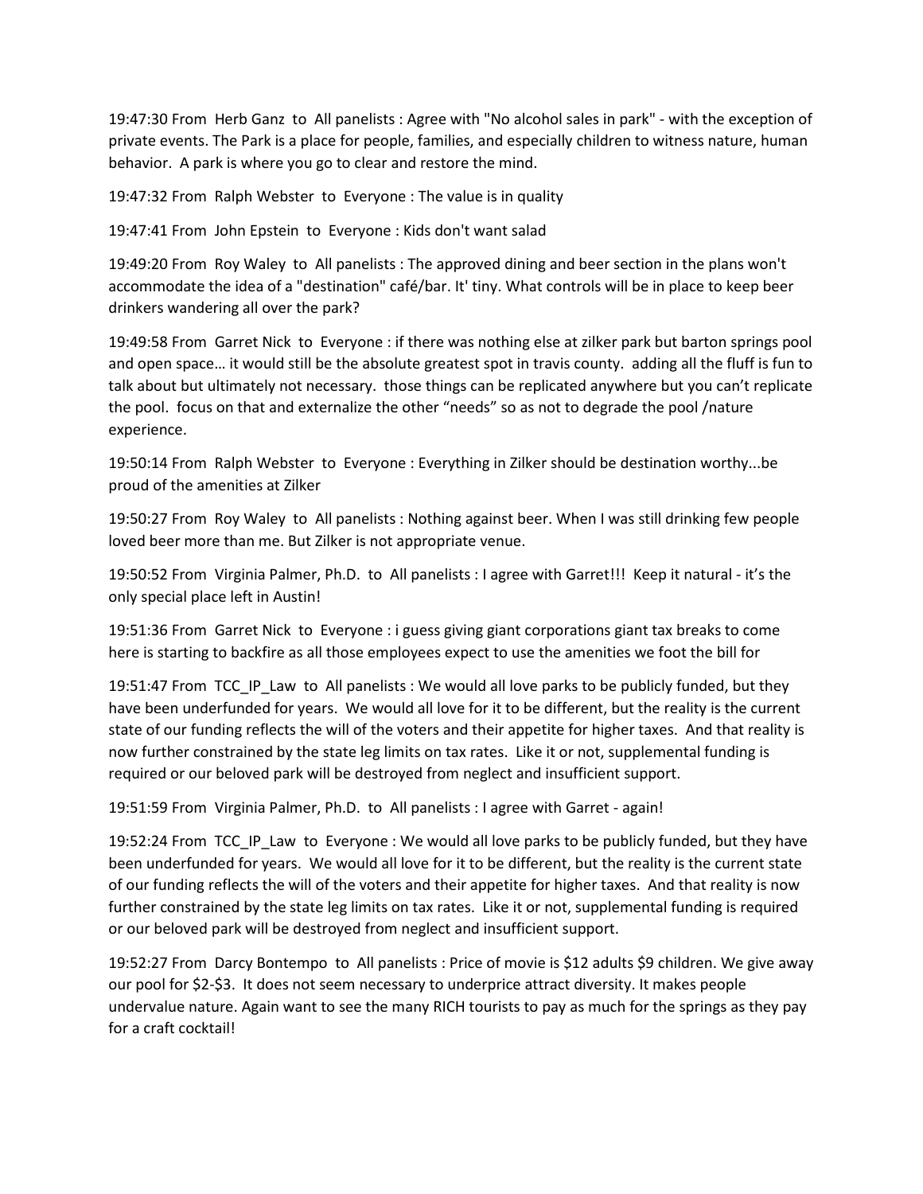19:47:30 From Herb Ganz to All panelists : Agree with "No alcohol sales in park" - with the exception of private events. The Park is a place for people, families, and especially children to witness nature, human behavior. A park is where you go to clear and restore the mind.

19:47:32 From Ralph Webster to Everyone : The value is in quality

19:47:41 From John Epstein to Everyone : Kids don't want salad

19:49:20 From Roy Waley to All panelists : The approved dining and beer section in the plans won't accommodate the idea of a "destination" café/bar. It' tiny. What controls will be in place to keep beer drinkers wandering all over the park?

19:49:58 From Garret Nick to Everyone : if there was nothing else at zilker park but barton springs pool and open space… it would still be the absolute greatest spot in travis county. adding all the fluff is fun to talk about but ultimately not necessary. those things can be replicated anywhere but you can't replicate the pool. focus on that and externalize the other "needs" so as not to degrade the pool /nature experience.

19:50:14 From Ralph Webster to Everyone : Everything in Zilker should be destination worthy...be proud of the amenities at Zilker

19:50:27 From Roy Waley to All panelists : Nothing against beer. When I was still drinking few people loved beer more than me. But Zilker is not appropriate venue.

19:50:52 From Virginia Palmer, Ph.D. to All panelists : I agree with Garret!!! Keep it natural - it's the only special place left in Austin!

19:51:36 From Garret Nick to Everyone : i guess giving giant corporations giant tax breaks to come here is starting to backfire as all those employees expect to use the amenities we foot the bill for

19:51:47 From TCC_IP_Law to All panelists : We would all love parks to be publicly funded, but they have been underfunded for years. We would all love for it to be different, but the reality is the current state of our funding reflects the will of the voters and their appetite for higher taxes. And that reality is now further constrained by the state leg limits on tax rates. Like it or not, supplemental funding is required or our beloved park will be destroyed from neglect and insufficient support.

19:51:59 From Virginia Palmer, Ph.D. to All panelists : I agree with Garret - again!

19:52:24 From TCC_IP_Law to Everyone : We would all love parks to be publicly funded, but they have been underfunded for years. We would all love for it to be different, but the reality is the current state of our funding reflects the will of the voters and their appetite for higher taxes. And that reality is now further constrained by the state leg limits on tax rates. Like it or not, supplemental funding is required or our beloved park will be destroyed from neglect and insufficient support.

19:52:27 From Darcy Bontempo to All panelists : Price of movie is $12 adults $9 children. We give away our pool for $2-$3. It does not seem necessary to underprice attract diversity. It makes people undervalue nature. Again want to see the many RICH tourists to pay as much for the springs as they pay for a craft cocktail!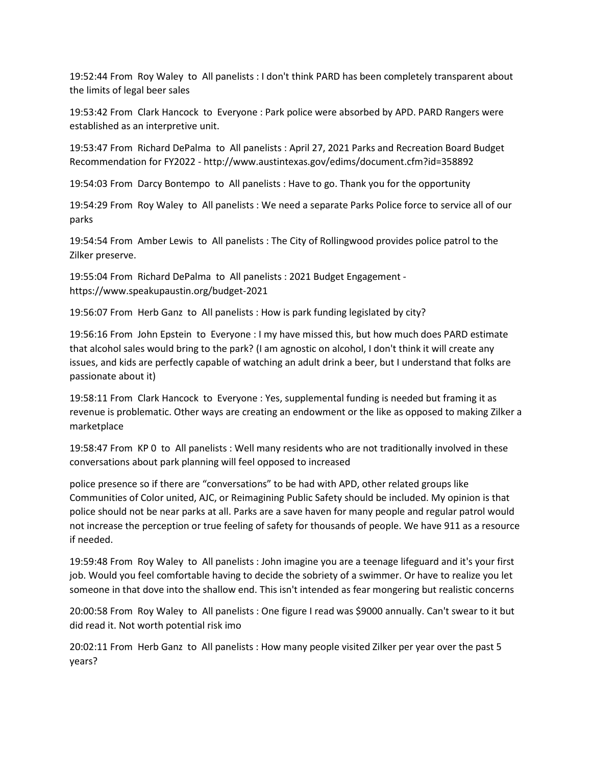19:52:44 From Roy Waley to All panelists : I don't think PARD has been completely transparent about the limits of legal beer sales

19:53:42 From Clark Hancock to Everyone : Park police were absorbed by APD. PARD Rangers were established as an interpretive unit.

19:53:47 From Richard DePalma to All panelists : April 27, 2021 Parks and Recreation Board Budget Recommendation for FY2022 - http://www.austintexas.gov/edims/document.cfm?id=358892

19:54:03 From Darcy Bontempo to All panelists : Have to go. Thank you for the opportunity

19:54:29 From Roy Waley to All panelists : We need a separate Parks Police force to service all of our parks

19:54:54 From Amber Lewis to All panelists : The City of Rollingwood provides police patrol to the Zilker preserve.

19:55:04 From Richard DePalma to All panelists : 2021 Budget Engagement - https://www.speakupaustin.org/budget-2021

19:56:07 From Herb Ganz to All panelists : How is park funding legislated by city?

19:56:16 From John Epstein to Everyone : I my have missed this, but how much does PARD estimate that alcohol sales would bring to the park? (I am agnostic on alcohol, I don't think it will create any issues, and kids are perfectly capable of watching an adult drink a beer, but I understand that folks are passionate about it)

19:58:11 From Clark Hancock to Everyone : Yes, supplemental funding is needed but framing it as revenue is problematic. Other ways are creating an endowment or the like as opposed to making Zilker a marketplace

19:58:47 From KP 0 to All panelists : Well many residents who are not traditionally involved in these conversations about park planning will feel opposed to increased

police presence so if there are “conversations” to be had with APD, other related groups like Communities of Color united, AJC, or Reimaginining Public Safety should be included. My opinion is that police should not be near parks at all. Parks are a save haven for many people and regular patrol would not increase the perception or true feeling of safety for thousands of people. We have 911 as a resource if needed.

19:59:48 From Roy Waley to All panelists : John imagine you are a teenage lifeguard and it's your first job. Would you feel comfortable having to decide the sobriety of a swimmer. Or have to realize you let someone in that dove into the shallow end. This isn't intended as fear mongering but realistic concerns

20:00:58 From Roy Waley to All panelists : One figure I read was $9000 annually. Can't swear to it but did read it. Not worth potential risk imo

20:02:11 From Herb Ganz to All panelists : How many people visited Zilker per year over the past 5 years?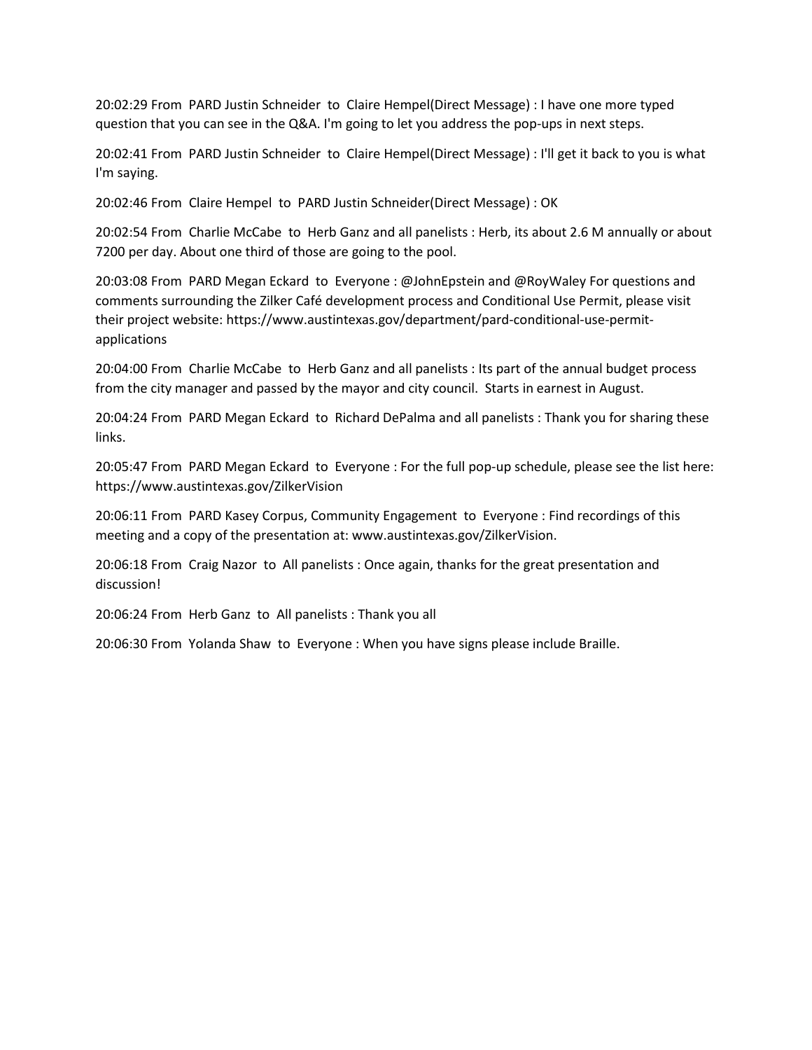20:02:29 From  PARD Justin Schneider  to  Claire Hempel(Direct Message) : I have one more typed question that you can see in the Q&A. I'm going to let you address the pop-ups in next steps.

20:02:41 From  PARD Justin Schneider  to  Claire Hempel(Direct Message) : I'll get it back to you is what I'm saying.

20:02:46 From  Claire Hempel  to  PARD Justin Schneider(Direct Message) : OK

20:02:54 From  Charlie McCabe  to  Herb Ganz and all panelists : Herb, its about 2.6 M annually or about 7200 per day. About one third of those are going to the pool.

20:03:08 From  PARD Megan Eckard  to  Everyone : @JohnEpstein and @RoyWaley For questions and comments surrounding the Zilker Café development process and Conditional Use Permit, please visit their project website: https://www.austintexas.gov/department/pard-conditional-use-permit-applications

20:04:00 From  Charlie McCabe  to  Herb Ganz and all panelists : Its part of the annual budget process from the city manager and passed by the mayor and city council.  Starts in earnest in August.

20:04:24 From  PARD Megan Eckard  to  Richard DePalma and all panelists : Thank you for sharing these links.

20:05:47 From  PARD Megan Eckard  to  Everyone : For the full pop-up schedule, please see the list here: https://www.austintexas.gov/ZilkerVision

20:06:11 From  PARD Kasey Corpus, Community Engagement  to  Everyone : Find recordings of this meeting and a copy of the presentation at: www.austintexas.gov/ZilkerVision.

20:06:18 From  Craig Nazor  to  All panelists : Once again, thanks for the great presentation and discussion!

20:06:24 From  Herb Ganz  to  All panelists : Thank you all

20:06:30 From  Yolanda Shaw  to  Everyone : When you have signs please include Braille.